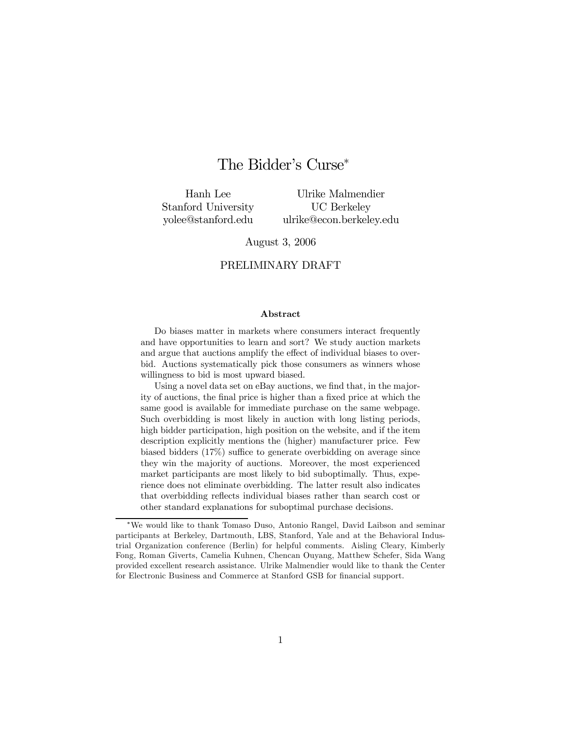# The Bidder's Curse[*]

Hanh Lee
Stanford University
yolee@stanford.edu

Ulrike Malmendier
UC Berkeley
ulrike@econ.berkeley.edu

August 3, 2006

PRELIMINARY DRAFT

### Abstract

Do biases matter in markets where consumers interact frequently and have opportunities to learn and sort? We study auction markets and argue that auctions amplify the effect of individual biases to overbid. Auctions systematically pick those consumers as winners whose willingness to bid is most upward biased.

Using a novel data set on eBay auctions, we find that, in the majority of auctions, the final price is higher than a fixed price at which the same good is available for immediate purchase on the same webpage. Such overbidding is most likely in auction with long listing periods, high bidder participation, high position on the website, and if the item description explicitly mentions the (higher) manufacturer price. Few biased bidders (17%) suffice to generate overbidding on average since they win the majority of auctions. Moreover, the most experienced market participants are most likely to bid suboptimally. Thus, experience does not eliminate overbidding. The latter result also indicates that overbidding reflects individual biases rather than search cost or other standard explanations for suboptimal purchase decisions.

---

[*]We would like to thank Tomaso Duso, Antonio Rangel, David Laibson and seminar participants at Berkeley, Dartmouth, LBS, Stanford, Yale and at the Behavioral Industrial Organization conference (Berlin) for helpful comments. Aisling Cleary, Kimberly Fong, Roman Giverts, Camelia Kuhnen, Chencan Ouyang, Matthew Schefer, Sida Wang provided excellent research assistance. Ulrike Malmendier would like to thank the Center for Electronic Business and Commerce at Stanford GSB for financial support.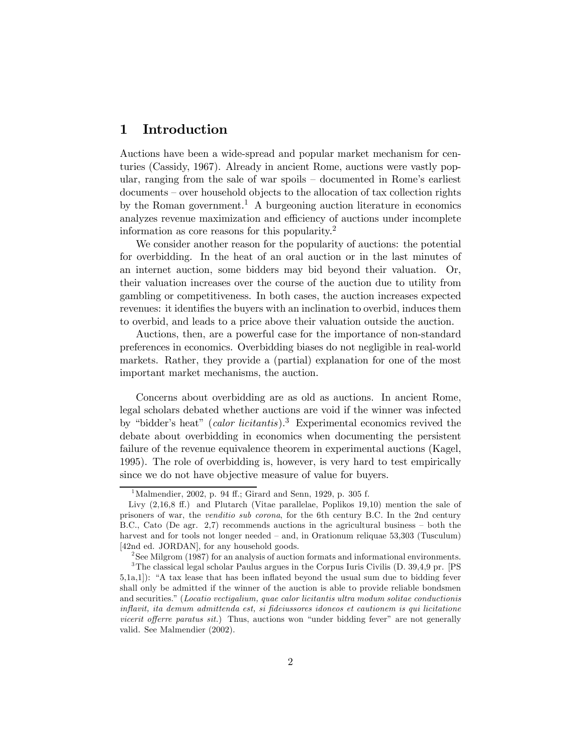# 1 Introduction

Auctions have been a wide-spread and popular market mechanism for centuries (Cassidy, 1967). Already in ancient Rome, auctions were vastly popular, ranging from the sale of war spoils – documented in Rome's earliest documents – over household objects to the allocation of tax collection rights by the Roman government.[1] A burgeoning auction literature in economics analyzes revenue maximization and efficiency of auctions under incomplete information as core reasons for this popularity.[2]

We consider another reason for the popularity of auctions: the potential for overbidding. In the heat of an oral auction or in the last minutes of an internet auction, some bidders may bid beyond their valuation. Or, their valuation increases over the course of the auction due to utility from gambling or competitiveness. In both cases, the auction increases expected revenues: it identifies the buyers with an inclination to overbid, induces them to overbid, and leads to a price above their valuation outside the auction.

Auctions, then, are a powerful case for the importance of non-standard preferences in economics. Overbidding biases do not negligible in real-world markets. Rather, they provide a (partial) explanation for one of the most important market mechanisms, the auction.

Concerns about overbidding are as old as auctions. In ancient Rome, legal scholars debated whether auctions are void if the winner was infected by "bidder's heat" (*calor licitantis*).[3] Experimental economics revived the debate about overbidding in economics when documenting the persistent failure of the revenue equivalence theorem in experimental auctions (Kagel, 1995). The role of overbidding is, however, is very hard to test empirically since we do not have objective measure of value for buyers.

---

[1] Malmendier, 2002, p. 94 ff.; Girard and Senn, 1929, p. 305 f.

Livy (2,16,8 ff.) and Plutarch (Vitae parallelae, Poplikos 19,10) mention the sale of prisoners of war, the *venditio sub corona*, for the 6th century B.C. In the 2nd century B.C., Cato (De agr. 2,7) recommends auctions in the agricultural business – both the harvest and for tools not longer needed – and, in Orationum reliquae 53,303 (Tusculum) [42nd ed. JORDAN], for any household goods.

[2] See Milgrom (1987) for an analysis of auction formats and informational environments.

[3] The classical legal scholar Paulus argues in the Corpus Iuris Civilis (D. 39,4,9 pr. [PS 5,1a,1]): "A tax lease that has been inflated beyond the usual sum due to bidding fever shall only be admitted if the winner of the auction is able to provide reliable bondsmen and securities." (*Locatio vectigalium, quae calor licitantis ultra modum solitae conductionis inflavit, ita demum admittenda est, si fideiussores idoneos et cautionem is qui licitatione vicerit offerre paratus sit.*) Thus, auctions won "under bidding fever" are not generally valid. See Malmendier (2002).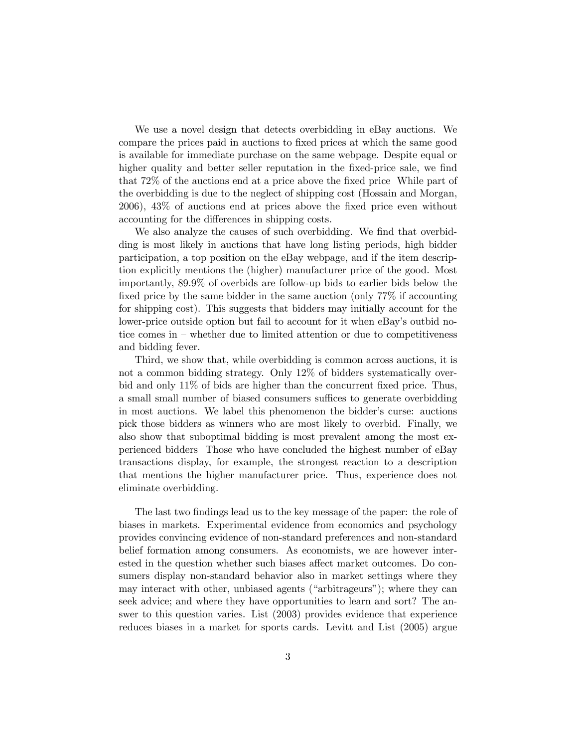We use a novel design that detects overbidding in eBay auctions. We compare the prices paid in auctions to fixed prices at which the same good is available for immediate purchase on the same webpage. Despite equal or higher quality and better seller reputation in the fixed-price sale, we find that 72% of the auctions end at a price above the fixed price While part of the overbidding is due to the neglect of shipping cost (Hossain and Morgan, 2006), 43% of auctions end at prices above the fixed price even without accounting for the differences in shipping costs.

We also analyze the causes of such overbidding. We find that overbidding is most likely in auctions that have long listing periods, high bidder participation, a top position on the eBay webpage, and if the item description explicitly mentions the (higher) manufacturer price of the good. Most importantly, 89.9% of overbids are follow-up bids to earlier bids below the fixed price by the same bidder in the same auction (only 77% if accounting for shipping cost). This suggests that bidders may initially account for the lower-price outside option but fail to account for it when eBay's outbid notice comes in – whether due to limited attention or due to competitiveness and bidding fever.

Third, we show that, while overbidding is common across auctions, it is not a common bidding strategy. Only 12% of bidders systematically overbid and only 11% of bids are higher than the concurrent fixed price. Thus, a small small number of biased consumers suffices to generate overbidding in most auctions. We label this phenomenon the bidder's curse: auctions pick those bidders as winners who are most likely to overbid. Finally, we also show that suboptimal bidding is most prevalent among the most experienced bidders Those who have concluded the highest number of eBay transactions display, for example, the strongest reaction to a description that mentions the higher manufacturer price. Thus, experience does not eliminate overbidding.

The last two findings lead us to the key message of the paper: the role of biases in markets. Experimental evidence from economics and psychology provides convincing evidence of non-standard preferences and non-standard belief formation among consumers. As economists, we are however interested in the question whether such biases affect market outcomes. Do consumers display non-standard behavior also in market settings where they may interact with other, unbiased agents ("arbitrageurs"); where they can seek advice; and where they have opportunities to learn and sort? The answer to this question varies. List (2003) provides evidence that experience reduces biases in a market for sports cards. Levitt and List (2005) argue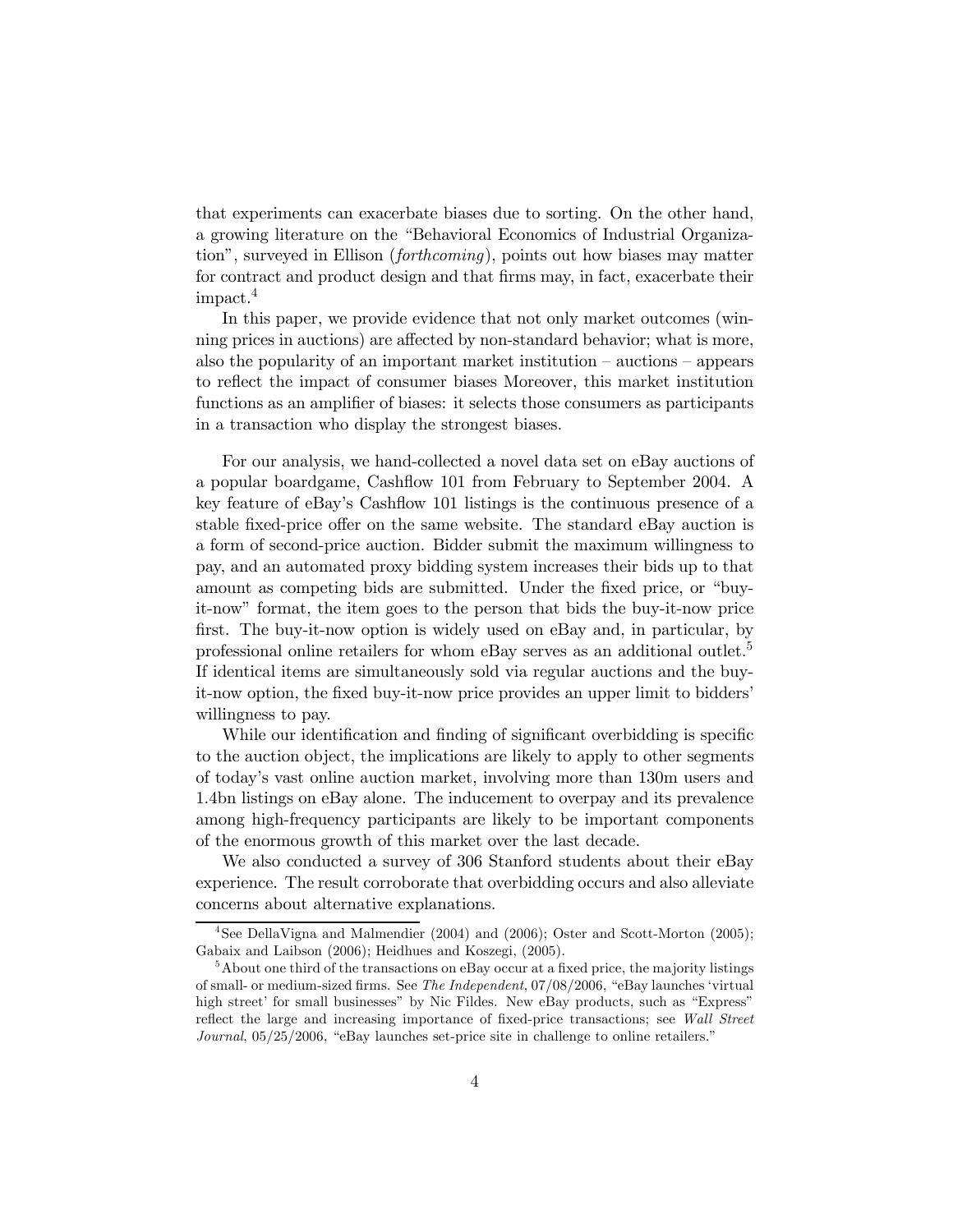that experiments can exacerbate biases due to sorting. On the other hand, a growing literature on the "Behavioral Economics of Industrial Organization", surveyed in Ellison (*forthcoming*), points out how biases may matter for contract and product design and that firms may, in fact, exacerbate their impact.[4]

In this paper, we provide evidence that not only market outcomes (winning prices in auctions) are affected by non-standard behavior; what is more, also the popularity of an important market institution – auctions – appears to reflect the impact of consumer biases Moreover, this market institution functions as an amplifier of biases: it selects those consumers as participants in a transaction who display the strongest biases.

For our analysis, we hand-collected a novel data set on eBay auctions of a popular boardgame, Cashflow 101 from February to September 2004. A key feature of eBay's Cashflow 101 listings is the continuous presence of a stable fixed-price offer on the same website. The standard eBay auction is a form of second-price auction. Bidder submit the maximum willingness to pay, and an automated proxy bidding system increases their bids up to that amount as competing bids are submitted. Under the fixed price, or "buy-it-now" format, the item goes to the person that bids the buy-it-now price first. The buy-it-now option is widely used on eBay and, in particular, by professional online retailers for whom eBay serves as an additional outlet.[5] If identical items are simultaneously sold via regular auctions and the buy-it-now option, the fixed buy-it-now price provides an upper limit to bidders' willingness to pay.

While our identification and finding of significant overbidding is specific to the auction object, the implications are likely to apply to other segments of today's vast online auction market, involving more than 130m users and 1.4bn listings on eBay alone. The inducement to overpay and its prevalence among high-frequency participants are likely to be important components of the enormous growth of this market over the last decade.

We also conducted a survey of 306 Stanford students about their eBay experience. The result corroborate that overbidding occurs and also alleviate concerns about alternative explanations.

---

[4] See DellaVigna and Malmendier (2004) and (2006); Oster and Scott-Morton (2005); Gabaix and Laibson (2006); Heidhues and Koszegi, (2005).

[5] About one third of the transactions on eBay occur at a fixed price, the majority listings of small- or medium-sized firms. See *The Independent*, 07/08/2006, "eBay launches 'virtual high street' for small businesses" by Nic Fildes. New eBay products, such as "Express" reflect the large and increasing importance of fixed-price transactions; see *Wall Street Journal*, 05/25/2006, "eBay launches set-price site in challenge to online retailers."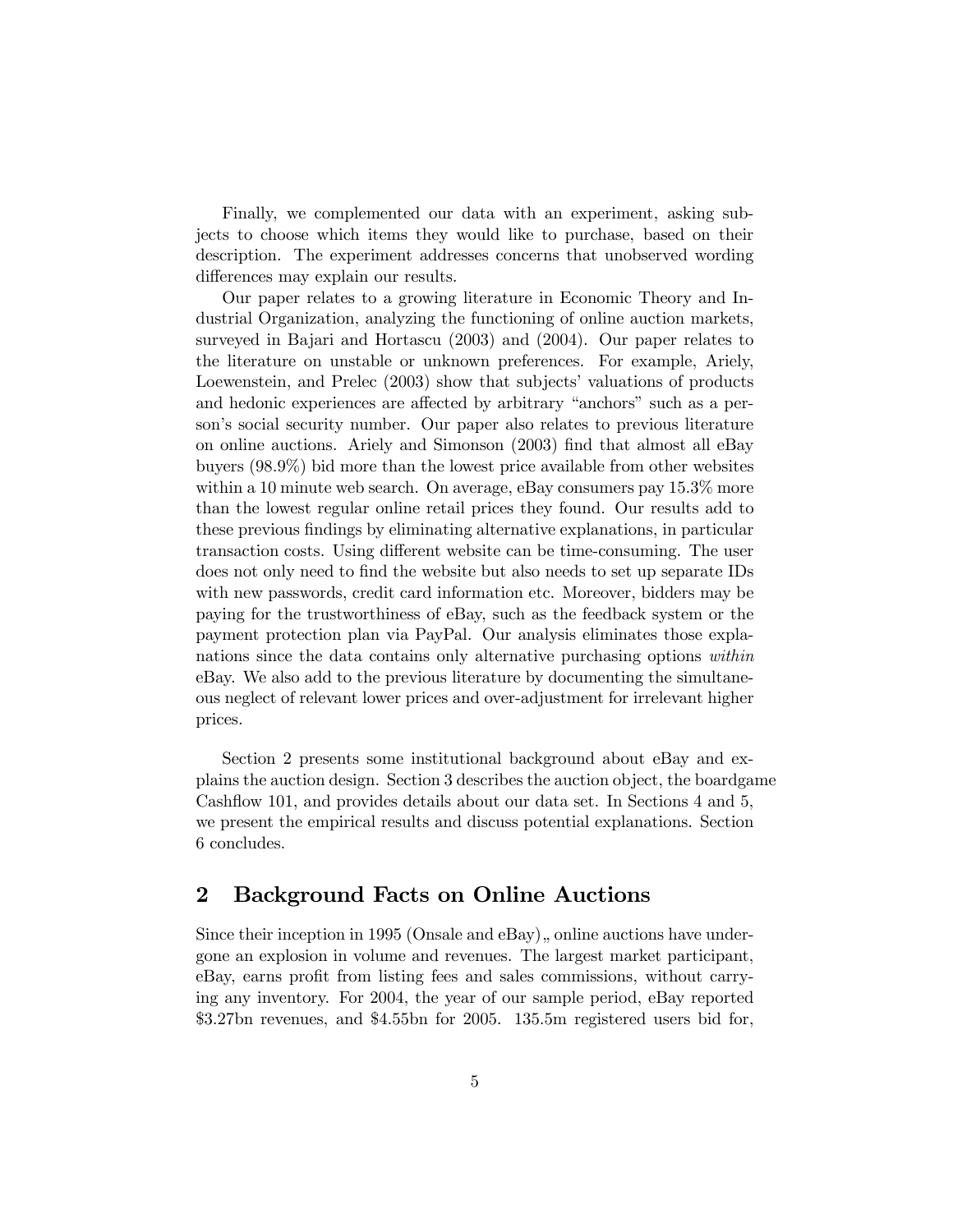Finally, we complemented our data with an experiment, asking subjects to choose which items they would like to purchase, based on their description. The experiment addresses concerns that unobserved wording differences may explain our results.

Our paper relates to a growing literature in Economic Theory and Industrial Organization, analyzing the functioning of online auction markets, surveyed in Bajari and Hortascu (2003) and (2004). Our paper relates to the literature on unstable or unknown preferences. For example, Ariely, Loewenstein, and Prelec (2003) show that subjects' valuations of products and hedonic experiences are affected by arbitrary "anchors" such as a person's social security number. Our paper also relates to previous literature on online auctions. Ariely and Simonson (2003) find that almost all eBay buyers (98.9%) bid more than the lowest price available from other websites within a 10 minute web search. On average, eBay consumers pay 15.3% more than the lowest regular online retail prices they found. Our results add to these previous findings by eliminating alternative explanations, in particular transaction costs. Using different website can be time-consuming. The user does not only need to find the website but also needs to set up separate IDs with new passwords, credit card information etc. Moreover, bidders may be paying for the trustworthiness of eBay, such as the feedback system or the payment protection plan via PayPal. Our analysis eliminates those explanations since the data contains only alternative purchasing options *within* eBay. We also add to the previous literature by documenting the simultaneous neglect of relevant lower prices and over-adjustment for irrelevant higher prices.

Section 2 presents some institutional background about eBay and explains the auction design. Section 3 describes the auction object, the boardgame Cashflow 101, and provides details about our data set. In Sections 4 and 5, we present the empirical results and discuss potential explanations. Section 6 concludes.

## 2 Background Facts on Online Auctions

Since their inception in 1995 (Onsale and eBay),, online auctions have undergone an explosion in volume and revenues. The largest market participant, eBay, earns profit from listing fees and sales commissions, without carrying any inventory. For 2004, the year of our sample period, eBay reported \$3.27bn revenues, and \$4.55bn for 2005. 135.5m registered users bid for,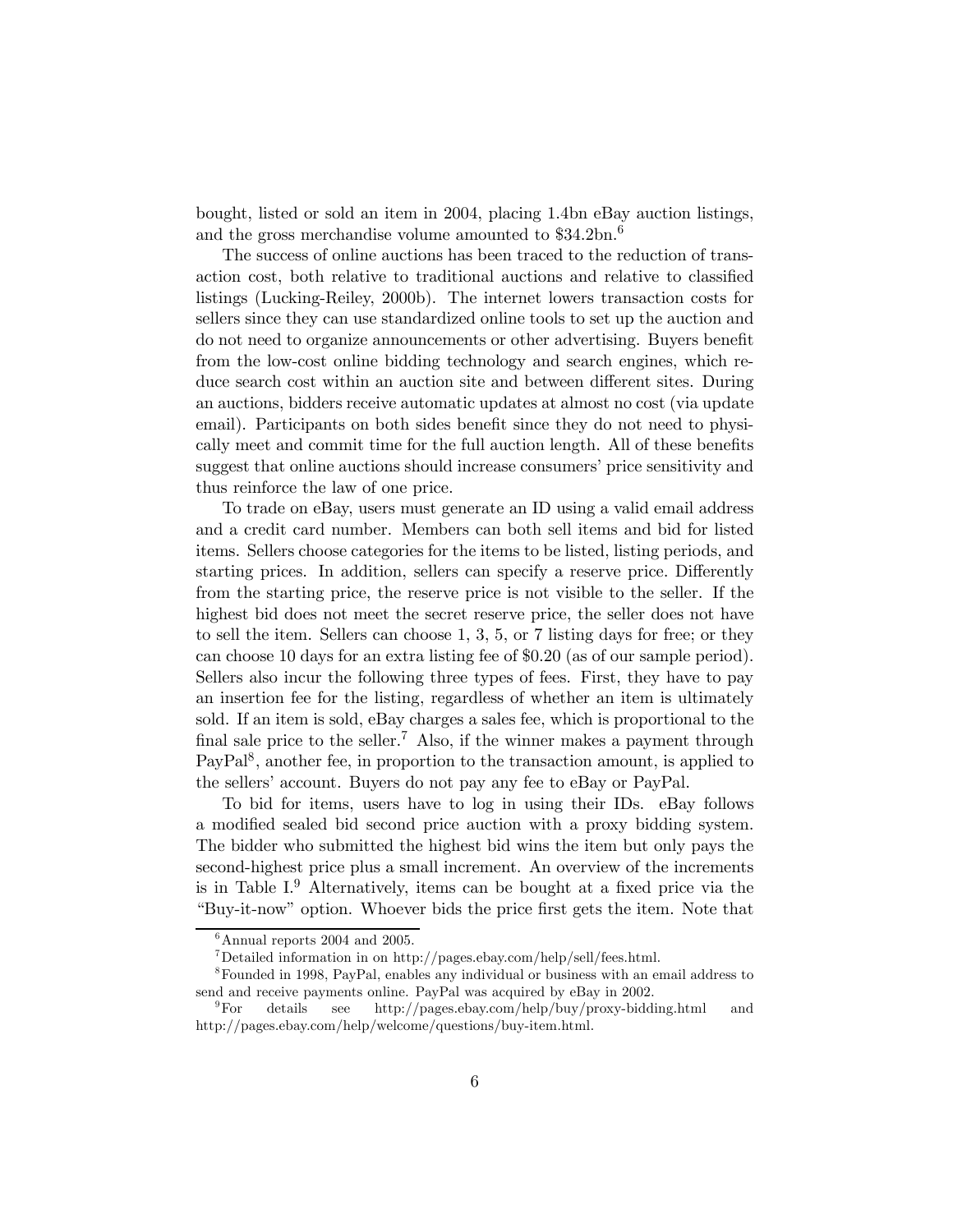bought, listed or sold an item in 2004, placing 1.4bn eBay auction listings, and the gross merchandise volume amounted to \$34.2bn.[6]

The success of online auctions has been traced to the reduction of transaction cost, both relative to traditional auctions and relative to classified listings (Lucking-Reiley, 2000b). The internet lowers transaction costs for sellers since they can use standardized online tools to set up the auction and do not need to organize announcements or other advertising. Buyers benefit from the low-cost online bidding technology and search engines, which reduce search cost within an auction site and between different sites. During an auctions, bidders receive automatic updates at almost no cost (via update email). Participants on both sides benefit since they do not need to physically meet and commit time for the full auction length. All of these benefits suggest that online auctions should increase consumers' price sensitivity and thus reinforce the law of one price.

To trade on eBay, users must generate an ID using a valid email address and a credit card number. Members can both sell items and bid for listed items. Sellers choose categories for the items to be listed, listing periods, and starting prices. In addition, sellers can specify a reserve price. Differently from the starting price, the reserve price is not visible to the seller. If the highest bid does not meet the secret reserve price, the seller does not have to sell the item. Sellers can choose 1, 3, 5, or 7 listing days for free; or they can choose 10 days for an extra listing fee of \$0.20 (as of our sample period). Sellers also incur the following three types of fees. First, they have to pay an insertion fee for the listing, regardless of whether an item is ultimately sold. If an item is sold, eBay charges a sales fee, which is proportional to the final sale price to the seller.[7] Also, if the winner makes a payment through PayPal[8], another fee, in proportion to the transaction amount, is applied to the sellers' account. Buyers do not pay any fee to eBay or PayPal.

To bid for items, users have to log in using their IDs. eBay follows a modified sealed bid second price auction with a proxy bidding system. The bidder who submitted the highest bid wins the item but only pays the second-highest price plus a small increment. An overview of the increments is in Table I.[9] Alternatively, items can be bought at a fixed price via the "Buy-it-now" option. Whoever bids the price first gets the item. Note that

---

[6] Annual reports 2004 and 2005.

[7] Detailed information in on http://pages.ebay.com/help/sell/fees.html.

[8] Founded in 1998, PayPal, enables any individual or business with an email address to send and receive payments online. PayPal was acquired by eBay in 2002.

[9] For details see http://pages.ebay.com/help/buy/proxy-bidding.html and http://pages.ebay.com/help/welcome/questions/buy-item.html.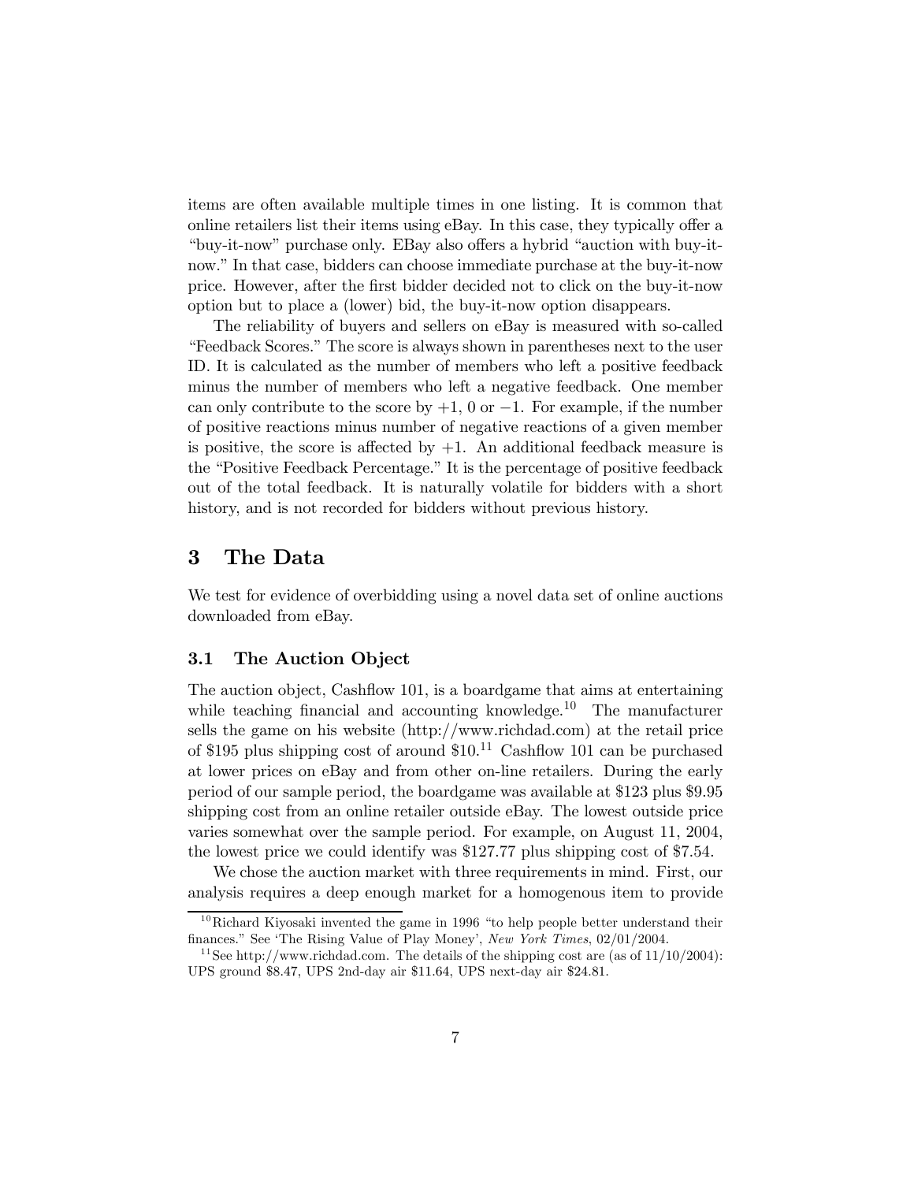items are often available multiple times in one listing. It is common that online retailers list their items using eBay. In this case, they typically offer a "buy-it-now" purchase only. EBay also offers a hybrid "auction with buy-it-now." In that case, bidders can choose immediate purchase at the buy-it-now price. However, after the first bidder decided not to click on the buy-it-now option but to place a (lower) bid, the buy-it-now option disappears.

The reliability of buyers and sellers on eBay is measured with so-called "Feedback Scores." The score is always shown in parentheses next to the user ID. It is calculated as the number of members who left a positive feedback minus the number of members who left a negative feedback. One member can only contribute to the score by $+1$, $0$ or $-1$. For example, if the number of positive reactions minus number of negative reactions of a given member is positive, the score is affected by $+1$. An additional feedback measure is the "Positive Feedback Percentage." It is the percentage of positive feedback out of the total feedback. It is naturally volatile for bidders with a short history, and is not recorded for bidders without previous history.

## 3 The Data

We test for evidence of overbidding using a novel data set of online auctions downloaded from eBay.

### 3.1 The Auction Object

The auction object, Cashflow 101, is a boardgame that aims at entertaining while teaching financial and accounting knowledge.[10] The manufacturer sells the game on his website (http://www.richdad.com) at the retail price of \$195 plus shipping cost of around \$10.[11] Cashflow 101 can be purchased at lower prices on eBay and from other on-line retailers. During the early period of our sample period, the boardgame was available at \$123 plus \$9.95 shipping cost from an online retailer outside eBay. The lowest outside price varies somewhat over the sample period. For example, on August 11, 2004, the lowest price we could identify was \$127.77 plus shipping cost of \$7.54.

We chose the auction market with three requirements in mind. First, our analysis requires a deep enough market for a homogenous item to provide

[10] Richard Kiyosaki invented the game in 1996 "to help people better understand their finances." See 'The Rising Value of Play Money', *New York Times*, 02/01/2004.

[11] See http://www.richdad.com. The details of the shipping cost are (as of 11/10/2004): UPS ground \$8.47, UPS 2nd-day air \$11.64, UPS next-day air \$24.81.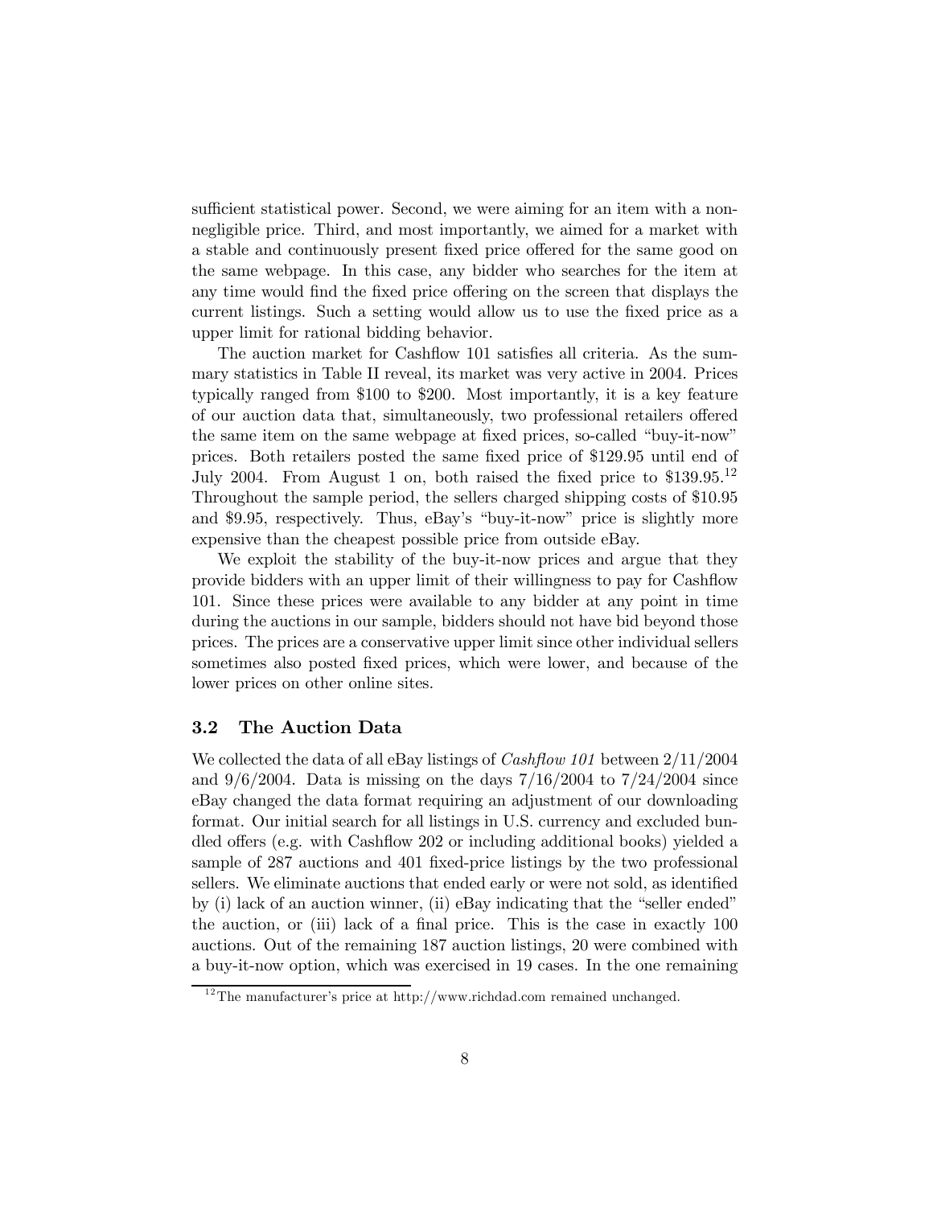sufficient statistical power. Second, we were aiming for an item with a non-negligible price. Third, and most importantly, we aimed for a market with a stable and continuously present fixed price offered for the same good on the same webpage. In this case, any bidder who searches for the item at any time would find the fixed price offering on the screen that displays the current listings. Such a setting would allow us to use the fixed price as a upper limit for rational bidding behavior.

The auction market for Cashflow 101 satisfies all criteria. As the summary statistics in Table II reveal, its market was very active in 2004. Prices typically ranged from \$100 to \$200. Most importantly, it is a key feature of our auction data that, simultaneously, two professional retailers offered the same item on the same webpage at fixed prices, so-called "buy-it-now" prices. Both retailers posted the same fixed price of \$129.95 until end of July 2004. From August 1 on, both raised the fixed price to \$139.95.[12] Throughout the sample period, the sellers charged shipping costs of \$10.95 and \$9.95, respectively. Thus, eBay's "buy-it-now" price is slightly more expensive than the cheapest possible price from outside eBay.

We exploit the stability of the buy-it-now prices and argue that they provide bidders with an upper limit of their willingness to pay for Cashflow 101. Since these prices were available to any bidder at any point in time during the auctions in our sample, bidders should not have bid beyond those prices. The prices are a conservative upper limit since other individual sellers sometimes also posted fixed prices, which were lower, and because of the lower prices on other online sites.

### 3.2 The Auction Data

We collected the data of all eBay listings of *Cashflow 101* between 2/11/2004 and 9/6/2004. Data is missing on the days 7/16/2004 to 7/24/2004 since eBay changed the data format requiring an adjustment of our downloading format. Our initial search for all listings in U.S. currency and excluded bundled offers (e.g. with Cashflow 202 or including additional books) yielded a sample of 287 auctions and 401 fixed-price listings by the two professional sellers. We eliminate auctions that ended early or were not sold, as identified by (i) lack of an auction winner, (ii) eBay indicating that the "seller ended" the auction, or (iii) lack of a final price. This is the case in exactly 100 auctions. Out of the remaining 187 auction listings, 20 were combined with a buy-it-now option, which was exercised in 19 cases. In the one remaining

[12] The manufacturer's price at http://www.richdad.com remained unchanged.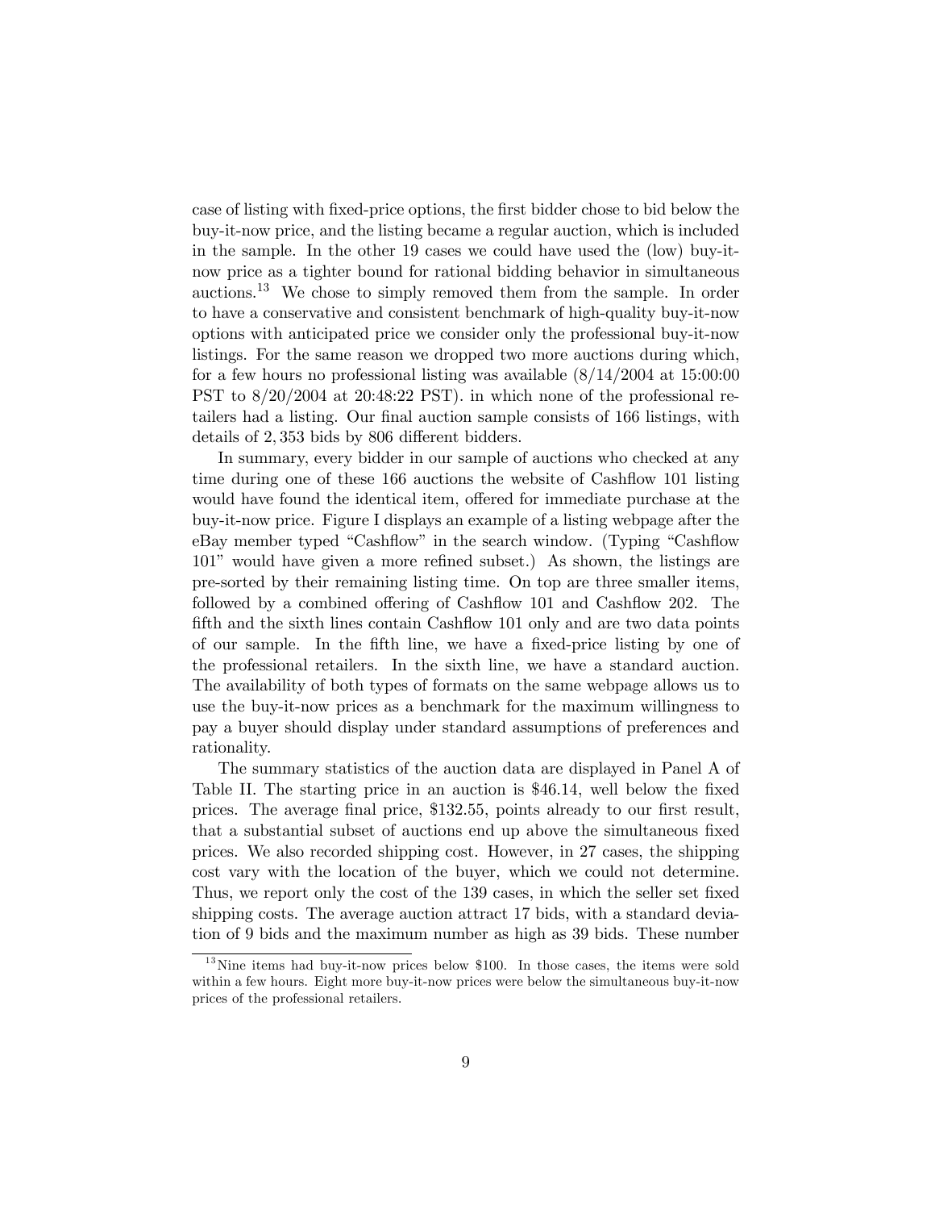case of listing with fixed-price options, the first bidder chose to bid below the buy-it-now price, and the listing became a regular auction, which is included in the sample. In the other 19 cases we could have used the (low) buy-it-now price as a tighter bound for rational bidding behavior in simultaneous auctions.[13] We chose to simply removed them from the sample. In order to have a conservative and consistent benchmark of high-quality buy-it-now options with anticipated price we consider only the professional buy-it-now listings. For the same reason we dropped two more auctions during which, for a few hours no professional listing was available (8/14/2004 at 15:00:00 PST to 8/20/2004 at 20:48:22 PST). in which none of the professional retailers had a listing. Our final auction sample consists of 166 listings, with details of 2,353 bids by 806 different bidders.

In summary, every bidder in our sample of auctions who checked at any time during one of these 166 auctions the website of Cashflow 101 listing would have found the identical item, offered for immediate purchase at the buy-it-now price. Figure I displays an example of a listing webpage after the eBay member typed "Cashflow" in the search window. (Typing "Cashflow 101" would have given a more refined subset.) As shown, the listings are pre-sorted by their remaining listing time. On top are three smaller items, followed by a combined offering of Cashflow 101 and Cashflow 202. The fifth and the sixth lines contain Cashflow 101 only and are two data points of our sample. In the fifth line, we have a fixed-price listing by one of the professional retailers. In the sixth line, we have a standard auction. The availability of both types of formats on the same webpage allows us to use the buy-it-now prices as a benchmark for the maximum willingness to pay a buyer should display under standard assumptions of preferences and rationality.

The summary statistics of the auction data are displayed in Panel A of Table II. The starting price in an auction is \$46.14, well below the fixed prices. The average final price, \$132.55, points already to our first result, that a substantial subset of auctions end up above the simultaneous fixed prices. We also recorded shipping cost. However, in 27 cases, the shipping cost vary with the location of the buyer, which we could not determine. Thus, we report only the cost of the 139 cases, in which the seller set fixed shipping costs. The average auction attract 17 bids, with a standard deviation of 9 bids and the maximum number as high as 39 bids. These number

[13] Nine items had buy-it-now prices below \$100. In those cases, the items were sold within a few hours. Eight more buy-it-now prices were below the simultaneous buy-it-now prices of the professional retailers.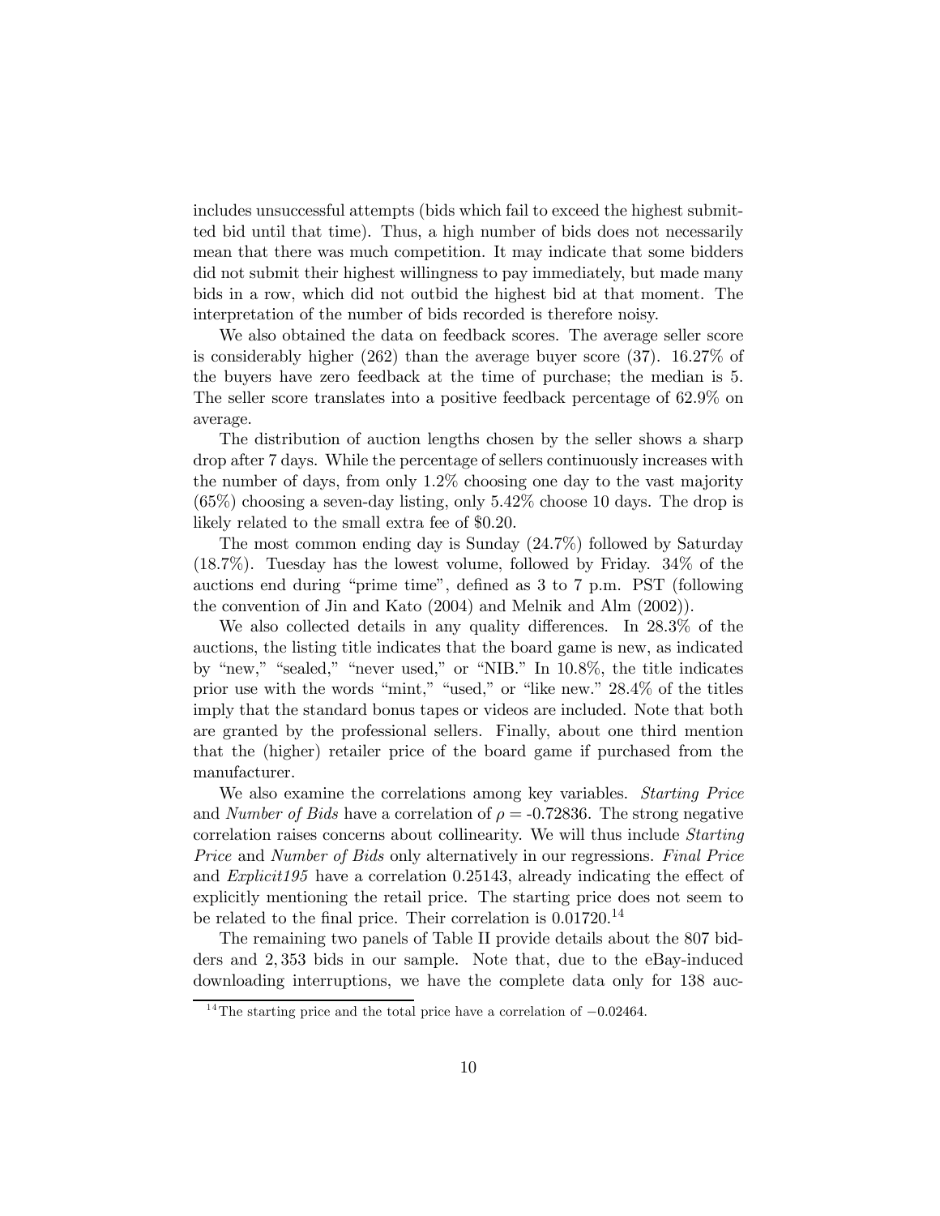includes unsuccessful attempts (bids which fail to exceed the highest submitted bid until that time). Thus, a high number of bids does not necessarily mean that there was much competition. It may indicate that some bidders did not submit their highest willingness to pay immediately, but made many bids in a row, which did not outbid the highest bid at that moment. The interpretation of the number of bids recorded is therefore noisy.

We also obtained the data on feedback scores. The average seller score is considerably higher (262) than the average buyer score (37). 16.27% of the buyers have zero feedback at the time of purchase; the median is 5. The seller score translates into a positive feedback percentage of 62.9% on average.

The distribution of auction lengths chosen by the seller shows a sharp drop after 7 days. While the percentage of sellers continuously increases with the number of days, from only 1.2% choosing one day to the vast majority (65%) choosing a seven-day listing, only 5.42% choose 10 days. The drop is likely related to the small extra fee of $0.20.

The most common ending day is Sunday (24.7%) followed by Saturday (18.7%). Tuesday has the lowest volume, followed by Friday. 34% of the auctions end during "prime time", defined as 3 to 7 p.m. PST (following the convention of Jin and Kato (2004) and Melnik and Alm (2002)).

We also collected details in any quality differences. In 28.3% of the auctions, the listing title indicates that the board game is new, as indicated by "new," "sealed," "never used," or "NIB." In 10.8%, the title indicates prior use with the words "mint," "used," or "like new." 28.4% of the titles imply that the standard bonus tapes or videos are included. Note that both are granted by the professional sellers. Finally, about one third mention that the (higher) retailer price of the board game if purchased from the manufacturer.

We also examine the correlations among key variables. *Starting Price* and *Number of Bids* have a correlation of $\rho = -0.72836$. The strong negative correlation raises concerns about collinearity. We will thus include *Starting Price* and *Number of Bids* only alternatively in our regressions. *Final Price* and *Explicit195* have a correlation 0.25143, already indicating the effect of explicitly mentioning the retail price. The starting price does not seem to be related to the final price. Their correlation is 0.01720.[14]

The remaining two panels of Table II provide details about the 807 bidders and 2,353 bids in our sample. Note that, due to the eBay-induced downloading interruptions, we have the complete data only for 138 auc-

[14] The starting price and the total price have a correlation of $-0.02464$.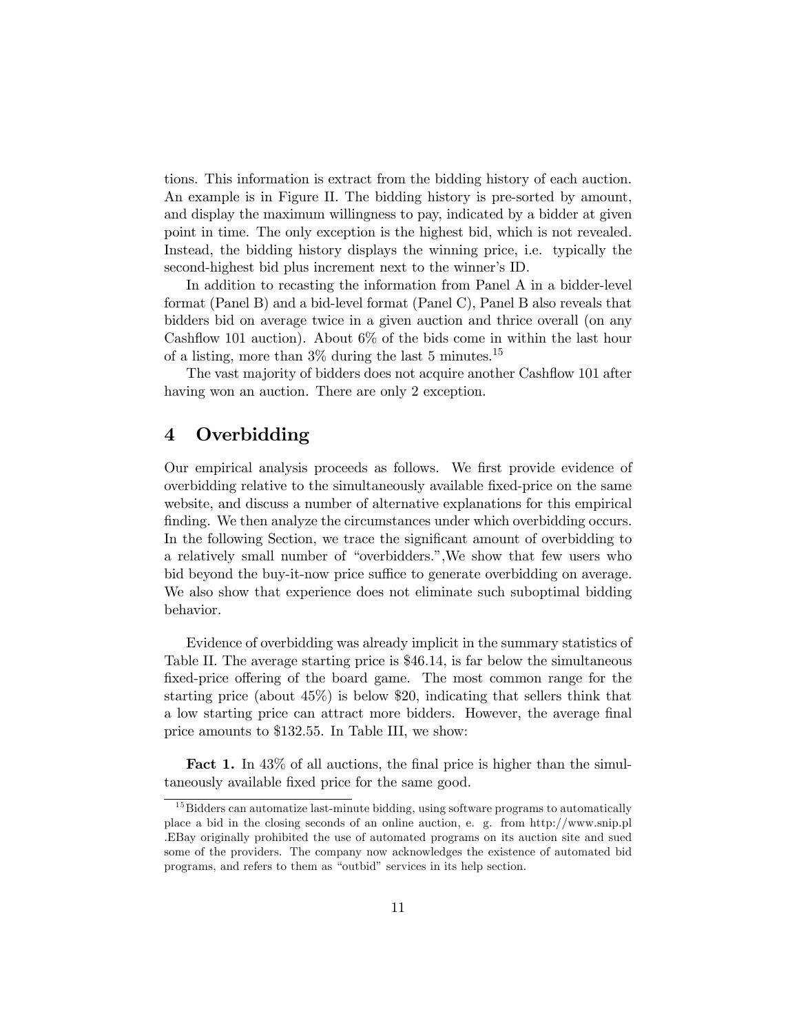tions. This information is extract from the bidding history of each auction. An example is in Figure II. The bidding history is pre-sorted by amount, and display the maximum willingness to pay, indicated by a bidder at given point in time. The only exception is the highest bid, which is not revealed. Instead, the bidding history displays the winning price, i.e. typically the second-highest bid plus increment next to the winner's ID.

In addition to recasting the information from Panel A in a bidder-level format (Panel B) and a bid-level format (Panel C), Panel B also reveals that bidders bid on average twice in a given auction and thrice overall (on any Cashflow 101 auction). About 6% of the bids come in within the last hour of a listing, more than 3% during the last 5 minutes.[15]

The vast majority of bidders does not acquire another Cashflow 101 after having won an auction. There are only 2 exception.

# 4 Overbidding

Our empirical analysis proceeds as follows. We first provide evidence of overbidding relative to the simultaneously available fixed-price on the same website, and discuss a number of alternative explanations for this empirical finding. We then analyze the circumstances under which overbidding occurs. In the following Section, we trace the significant amount of overbidding to a relatively small number of "overbidders.",We show that few users who bid beyond the buy-it-now price suffice to generate overbidding on average. We also show that experience does not eliminate such suboptimal bidding behavior.

Evidence of overbidding was already implicit in the summary statistics of Table II. The average starting price is $46.14, is far below the simultaneous fixed-price offering of the board game. The most common range for the starting price (about 45%) is below $20, indicating that sellers think that a low starting price can attract more bidders. However, the average final price amounts to $132.55. In Table III, we show:

**Fact 1.** In 43% of all auctions, the final price is higher than the simultaneously available fixed price for the same good.

[15] Bidders can automatize last-minute bidding, using software programs to automatically place a bid in the closing seconds of an online auction, e. g. from http://www.snip.pl .EBay originally prohibited the use of automated programs on its auction site and sued some of the providers. The company now acknowledges the existence of automated bid programs, and refers to them as "outbid" services in its help section.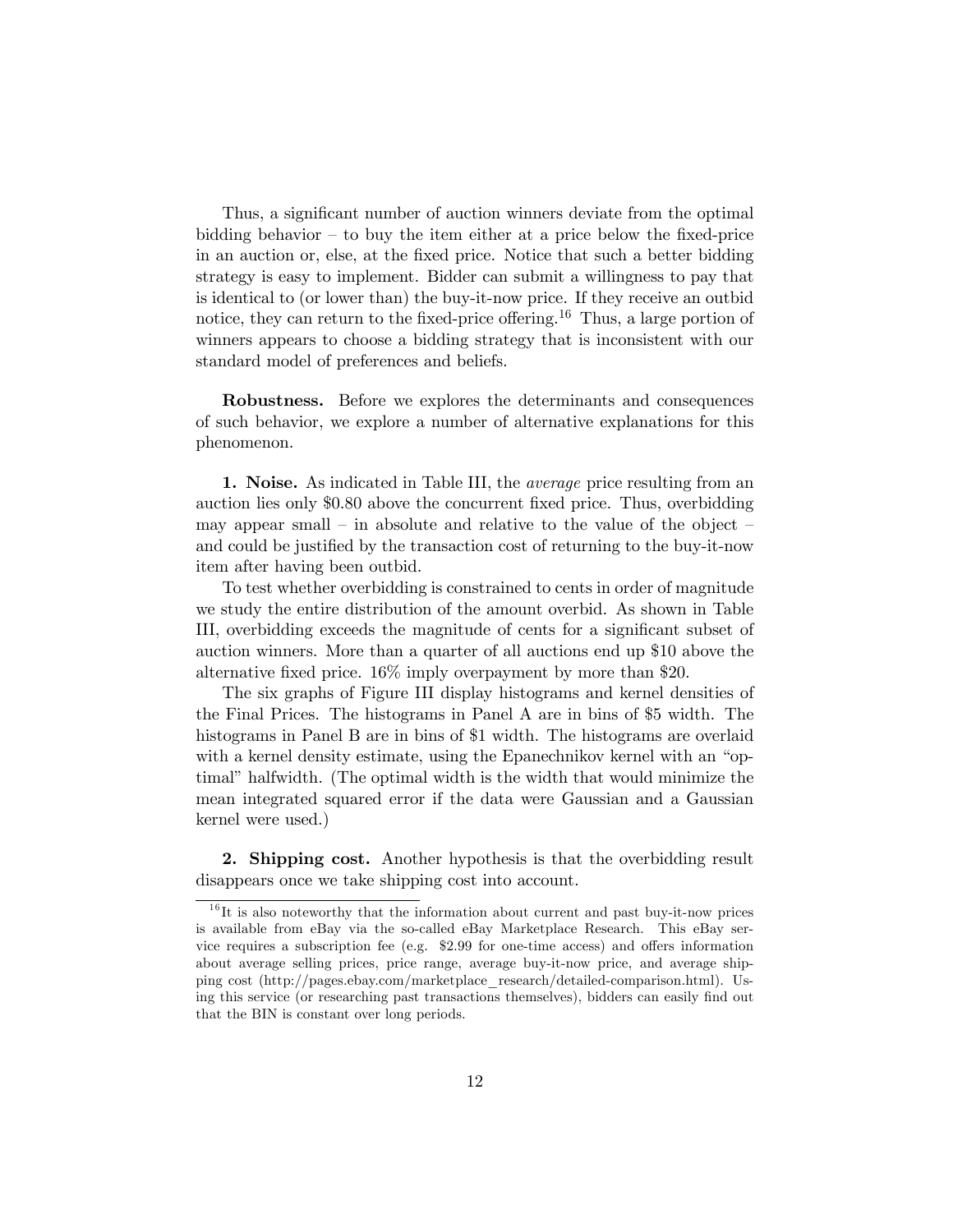Thus, a significant number of auction winners deviate from the optimal bidding behavior – to buy the item either at a price below the fixed-price in an auction or, else, at the fixed price. Notice that such a better bidding strategy is easy to implement. Bidder can submit a willingness to pay that is identical to (or lower than) the buy-it-now price. If they receive an outbid notice, they can return to the fixed-price offering.[16] Thus, a large portion of winners appears to choose a bidding strategy that is inconsistent with our standard model of preferences and beliefs.

**Robustness.** Before we explores the determinants and consequences of such behavior, we explore a number of alternative explanations for this phenomenon.

**1. Noise.** As indicated in Table III, the *average* price resulting from an auction lies only \$0.80 above the concurrent fixed price. Thus, overbidding may appear small – in absolute and relative to the value of the object – and could be justified by the transaction cost of returning to the buy-it-now item after having been outbid.

To test whether overbidding is constrained to cents in order of magnitude we study the entire distribution of the amount overbid. As shown in Table III, overbidding exceeds the magnitude of cents for a significant subset of auction winners. More than a quarter of all auctions end up \$10 above the alternative fixed price. 16% imply overpayment by more than \$20.

The six graphs of Figure III display histograms and kernel densities of the Final Prices. The histograms in Panel A are in bins of \$5 width. The histograms in Panel B are in bins of \$1 width. The histograms are overlaid with a kernel density estimate, using the Epanechnikov kernel with an "optimal" halfwidth. (The optimal width is the width that would minimize the mean integrated squared error if the data were Gaussian and a Gaussian kernel were used.)

**2. Shipping cost.** Another hypothesis is that the overbidding result disappears once we take shipping cost into account.

[16] It is also noteworthy that the information about current and past buy-it-now prices is available from eBay via the so-called eBay Marketplace Research. This eBay service requires a subscription fee (e.g. \$2.99 for one-time access) and offers information about average selling prices, price range, average buy-it-now price, and average shipping cost (http://pages.ebay.com/marketplace_research/detailed-comparison.html). Using this service (or researching past transactions themselves), bidders can easily find out that the BIN is constant over long periods.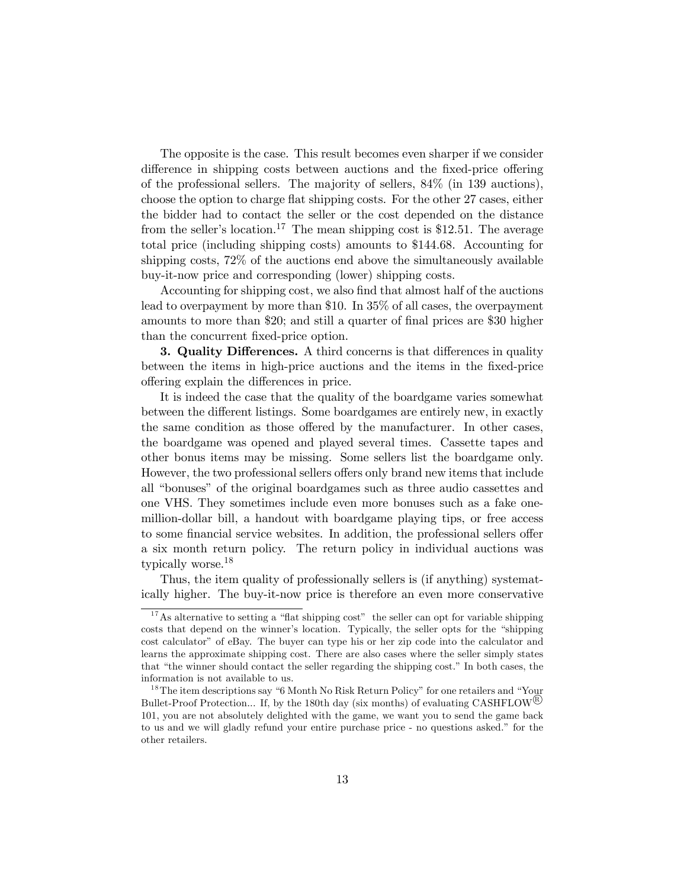The opposite is the case. This result becomes even sharper if we consider difference in shipping costs between auctions and the fixed-price offering of the professional sellers. The majority of sellers, 84% (in 139 auctions), choose the option to charge flat shipping costs. For the other 27 cases, either the bidder had to contact the seller or the cost depended on the distance from the seller's location.[17] The mean shipping cost is $12.51. The average total price (including shipping costs) amounts to $144.68. Accounting for shipping costs, 72% of the auctions end above the simultaneously available buy-it-now price and corresponding (lower) shipping costs.

Accounting for shipping cost, we also find that almost half of the auctions lead to overpayment by more than $10. In 35% of all cases, the overpayment amounts to more than $20; and still a quarter of final prices are $30 higher than the concurrent fixed-price option.

**3. Quality Differences.** A third concerns is that differences in quality between the items in high-price auctions and the items in the fixed-price offering explain the differences in price.

It is indeed the case that the quality of the boardgame varies somewhat between the different listings. Some boardgames are entirely new, in exactly the same condition as those offered by the manufacturer. In other cases, the boardgame was opened and played several times. Cassette tapes and other bonus items may be missing. Some sellers list the boardgame only. However, the two professional sellers offers only brand new items that include all "bonuses" of the original boardgames such as three audio cassettes and one VHS. They sometimes include even more bonuses such as a fake one-million-dollar bill, a handout with boardgame playing tips, or free access to some financial service websites. In addition, the professional sellers offer a six month return policy. The return policy in individual auctions was typically worse.[18]

Thus, the item quality of professionally sellers is (if anything) systematically higher. The buy-it-now price is therefore an even more conservative

---

[17] As alternative to setting a "flat shipping cost" the seller can opt for variable shipping costs that depend on the winner's location. Typically, the seller opts for the "shipping cost calculator" of eBay. The buyer can type his or her zip code into the calculator and learns the approximate shipping cost. There are also cases where the seller simply states that "the winner should contact the seller regarding the shipping cost." In both cases, the information is not available to us.

[18] The item descriptions say "6 Month No Risk Return Policy" for one retailers and "Your Bullet-Proof Protection... If, by the 180th day (six months) of evaluating CASHFLOW® 101, you are not absolutely delighted with the game, we want you to send the game back to us and we will gladly refund your entire purchase price - no questions asked." for the other retailers.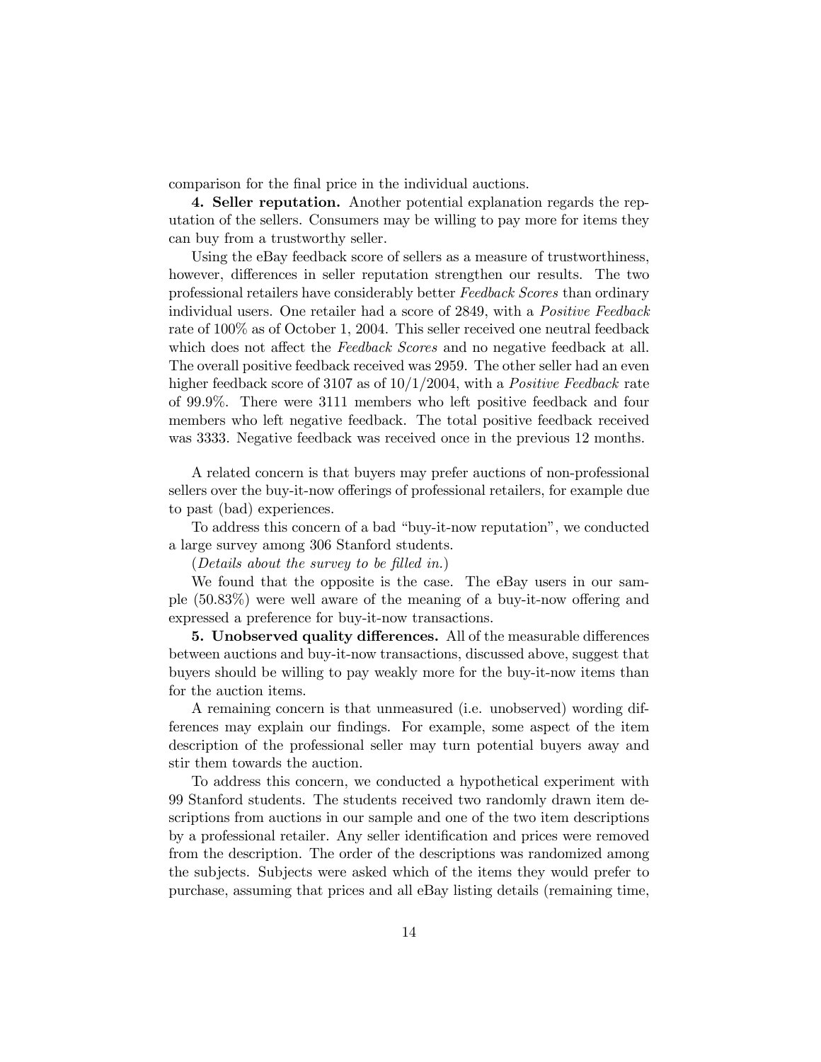comparison for the final price in the individual auctions.

**4. Seller reputation.** Another potential explanation regards the reputation of the sellers. Consumers may be willing to pay more for items they can buy from a trustworthy seller.

Using the eBay feedback score of sellers as a measure of trustworthiness, however, differences in seller reputation strengthen our results. The two professional retailers have considerably better *Feedback Scores* than ordinary individual users. One retailer had a score of 2849, with a *Positive Feedback* rate of 100% as of October 1, 2004. This seller received one neutral feedback which does not affect the *Feedback Scores* and no negative feedback at all. The overall positive feedback received was 2959. The other seller had an even higher feedback score of 3107 as of 10/1/2004, with a *Positive Feedback* rate of 99.9%. There were 3111 members who left positive feedback and four members who left negative feedback. The total positive feedback received was 3333. Negative feedback was received once in the previous 12 months.

A related concern is that buyers may prefer auctions of non-professional sellers over the buy-it-now offerings of professional retailers, for example due to past (bad) experiences.

To address this concern of a bad "buy-it-now reputation", we conducted a large survey among 306 Stanford students.

(*Details about the survey to be filled in.*)

We found that the opposite is the case. The eBay users in our sample (50.83%) were well aware of the meaning of a buy-it-now offering and expressed a preference for buy-it-now transactions.

**5. Unobserved quality differences.** All of the measurable differences between auctions and buy-it-now transactions, discussed above, suggest that buyers should be willing to pay weakly more for the buy-it-now items than for the auction items.

A remaining concern is that unmeasured (i.e. unobserved) wording differences may explain our findings. For example, some aspect of the item description of the professional seller may turn potential buyers away and stir them towards the auction.

To address this concern, we conducted a hypothetical experiment with 99 Stanford students. The students received two randomly drawn item descriptions from auctions in our sample and one of the two item descriptions by a professional retailer. Any seller identification and prices were removed from the description. The order of the descriptions was randomized among the subjects. Subjects were asked which of the items they would prefer to purchase, assuming that prices and all eBay listing details (remaining time,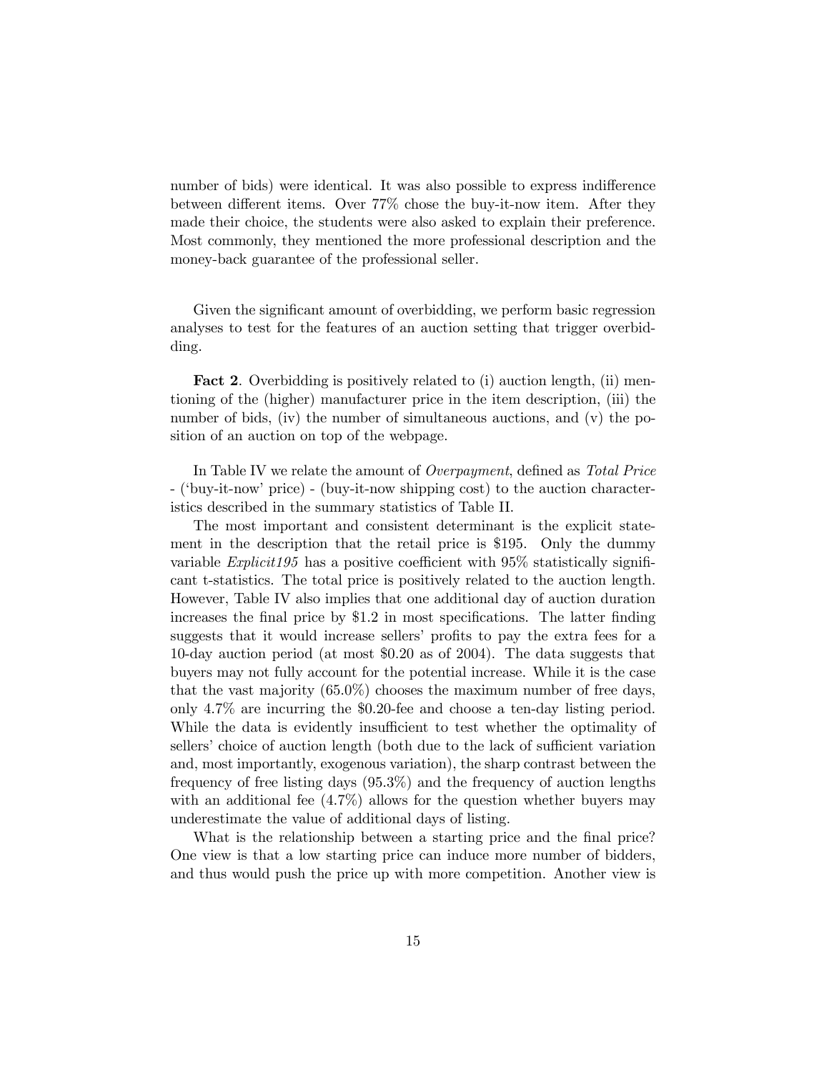number of bids) were identical. It was also possible to express indifference between different items. Over 77% chose the buy-it-now item. After they made their choice, the students were also asked to explain their preference. Most commonly, they mentioned the more professional description and the money-back guarantee of the professional seller.

Given the significant amount of overbidding, we perform basic regression analyses to test for the features of an auction setting that trigger overbidding.

**Fact 2**. Overbidding is positively related to (i) auction length, (ii) mentioning of the (higher) manufacturer price in the item description, (iii) the number of bids, (iv) the number of simultaneous auctions, and (v) the position of an auction on top of the webpage.

In Table IV we relate the amount of *Overpayment*, defined as *Total Price* - ('buy-it-now' price) - (buy-it-now shipping cost) to the auction characteristics described in the summary statistics of Table II.

The most important and consistent determinant is the explicit statement in the description that the retail price is \$195. Only the dummy variable *Explicit195* has a positive coefficient with 95% statistically significant t-statistics. The total price is positively related to the auction length. However, Table IV also implies that one additional day of auction duration increases the final price by \$1.2 in most specifications. The latter finding suggests that it would increase sellers' profits to pay the extra fees for a 10-day auction period (at most \$0.20 as of 2004). The data suggests that buyers may not fully account for the potential increase. While it is the case that the vast majority (65.0%) chooses the maximum number of free days, only 4.7% are incurring the \$0.20-fee and choose a ten-day listing period. While the data is evidently insufficient to test whether the optimality of sellers' choice of auction length (both due to the lack of sufficient variation and, most importantly, exogenous variation), the sharp contrast between the frequency of free listing days (95.3%) and the frequency of auction lengths with an additional fee (4.7%) allows for the question whether buyers may underestimate the value of additional days of listing.

What is the relationship between a starting price and the final price? One view is that a low starting price can induce more number of bidders, and thus would push the price up with more competition. Another view is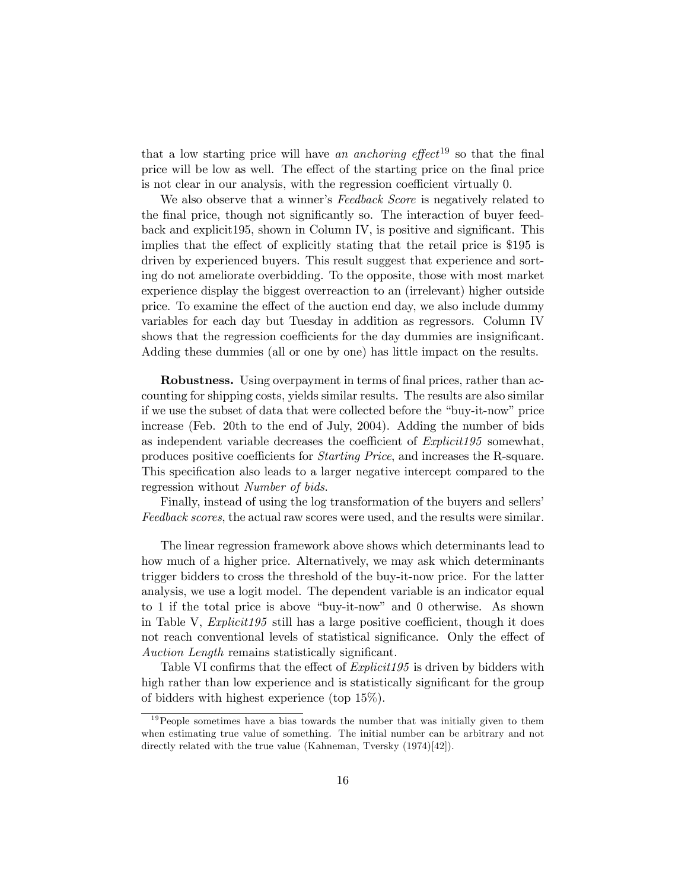that a low starting price will have *an anchoring effect*[19] so that the final price will be low as well. The effect of the starting price on the final price is not clear in our analysis, with the regression coefficient virtually 0.

We also observe that a winner's *Feedback Score* is negatively related to the final price, though not significantly so. The interaction of buyer feedback and explicit195, shown in Column IV, is positive and significant. This implies that the effect of explicitly stating that the retail price is \$195 is driven by experienced buyers. This result suggest that experience and sorting do not ameliorate overbidding. To the opposite, those with most market experience display the biggest overreaction to an (irrelevant) higher outside price. To examine the effect of the auction end day, we also include dummy variables for each day but Tuesday in addition as regressors. Column IV shows that the regression coefficients for the day dummies are insignificant. Adding these dummies (all or one by one) has little impact on the results.

**Robustness.** Using overpayment in terms of final prices, rather than accounting for shipping costs, yields similar results. The results are also similar if we use the subset of data that were collected before the "buy-it-now" price increase (Feb. 20th to the end of July, 2004). Adding the number of bids as independent variable decreases the coefficient of *Explicit195* somewhat, produces positive coefficients for *Starting Price*, and increases the R-square. This specification also leads to a larger negative intercept compared to the regression without *Number of bids*.

Finally, instead of using the log transformation of the buyers and sellers' *Feedback scores*, the actual raw scores were used, and the results were similar.

The linear regression framework above shows which determinants lead to how much of a higher price. Alternatively, we may ask which determinants trigger bidders to cross the threshold of the buy-it-now price. For the latter analysis, we use a logit model. The dependent variable is an indicator equal to 1 if the total price is above "buy-it-now" and 0 otherwise. As shown in Table V, *Explicit195* still has a large positive coefficient, though it does not reach conventional levels of statistical significance. Only the effect of *Auction Length* remains statistically significant.

Table VI confirms that the effect of *Explicit195* is driven by bidders with high rather than low experience and is statistically significant for the group of bidders with highest experience (top 15%).

[19] People sometimes have a bias towards the number that was initially given to them when estimating true value of something. The initial number can be arbitrary and not directly related with the true value (Kahneman, Tversky (1974)[42]).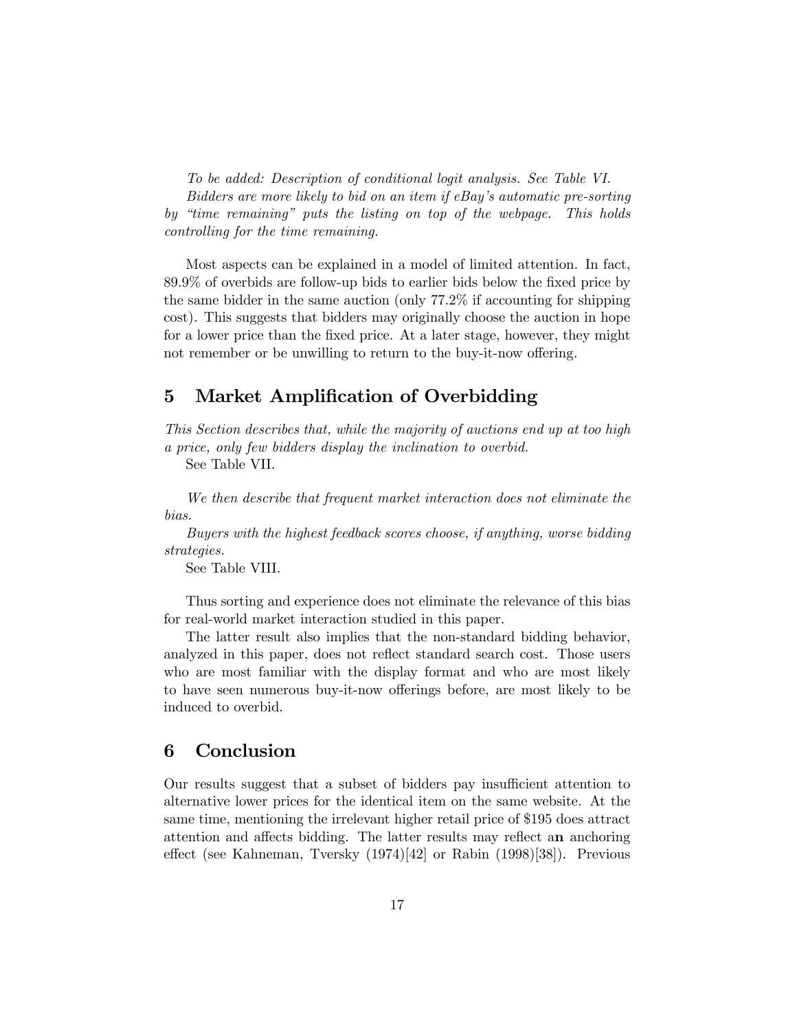*To be added: Description of conditional logit analysis. See Table VI.*

*Bidders are more likely to bid on an item if eBay's automatic pre-sorting by "time remaining" puts the listing on top of the webpage. This holds controlling for the time remaining.*

Most aspects can be explained in a model of limited attention. In fact, 89.9% of overbids are follow-up bids to earlier bids below the fixed price by the same bidder in the same auction (only 77.2% if accounting for shipping cost). This suggests that bidders may originally choose the auction in hope for a lower price than the fixed price. At a later stage, however, they might not remember or be unwilling to return to the buy-it-now offering.

## 5 Market Amplification of Overbidding

*This Section describes that, while the majority of auctions end up at too high a price, only few bidders display the inclination to overbid.*

See Table VII.

*We then describe that frequent market interaction does not eliminate the bias.*

*Buyers with the highest feedback scores choose, if anything, worse bidding strategies.*

See Table VIII.

Thus sorting and experience does not eliminate the relevance of this bias for real-world market interaction studied in this paper.

The latter result also implies that the non-standard bidding behavior, analyzed in this paper, does not reflect standard search cost. Those users who are most familiar with the display format and who are most likely to have seen numerous buy-it-now offerings before, are most likely to be induced to overbid.

## 6 Conclusion

Our results suggest that a subset of bidders pay insufficient attention to alternative lower prices for the identical item on the same website. At the same time, mentioning the irrelevant higher retail price of $195 does attract attention and affects bidding. The latter results may reflect a**n** anchoring effect (see Kahneman, Tversky (1974)[42] or Rabin (1998)[38]). Previous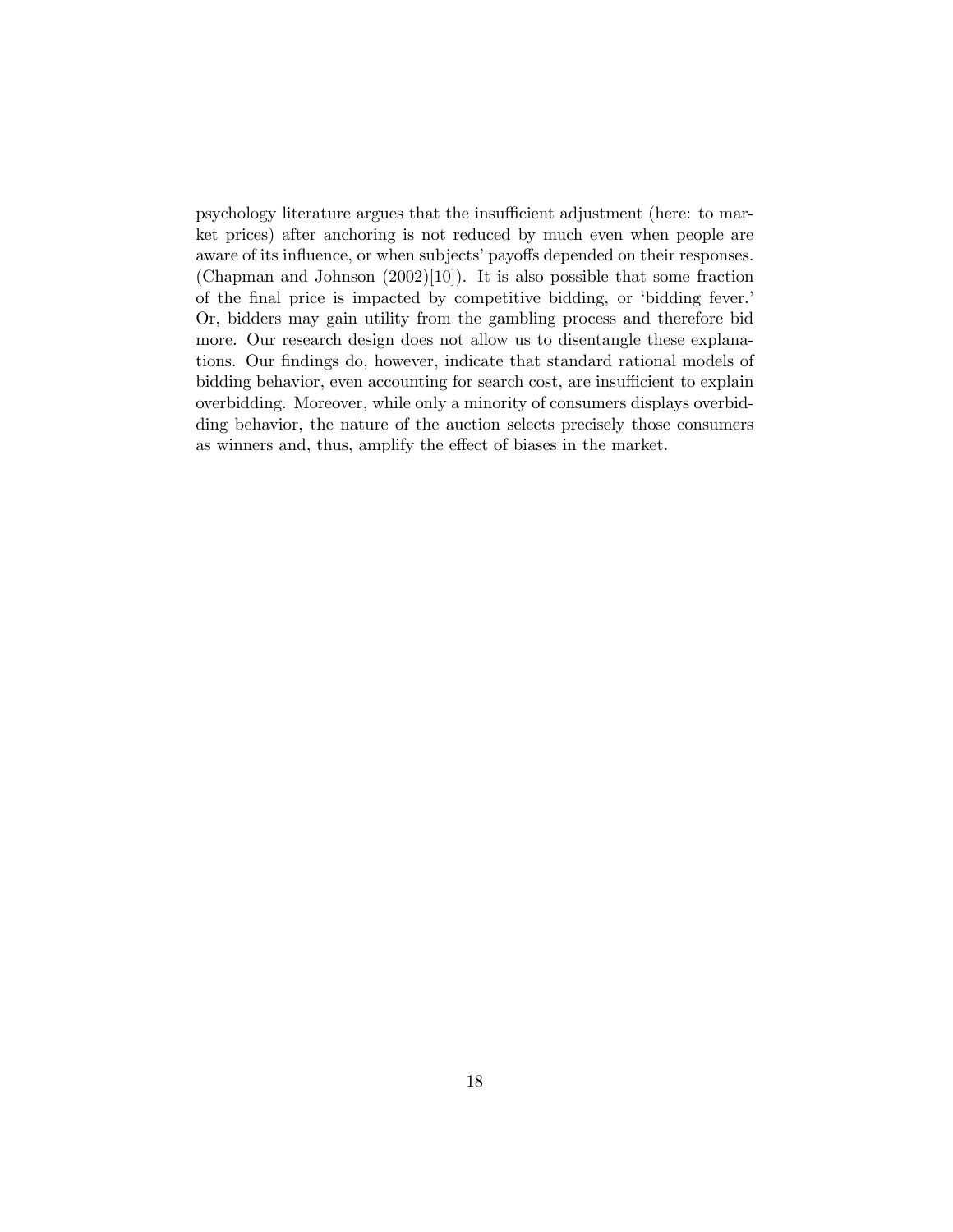psychology literature argues that the insufficient adjustment (here: to market prices) after anchoring is not reduced by much even when people are aware of its influence, or when subjects' payoffs depended on their responses. (Chapman and Johnson (2002)[10]). It is also possible that some fraction of the final price is impacted by competitive bidding, or 'bidding fever.' Or, bidders may gain utility from the gambling process and therefore bid more. Our research design does not allow us to disentangle these explanations. Our findings do, however, indicate that standard rational models of bidding behavior, even accounting for search cost, are insufficient to explain overbidding. Moreover, while only a minority of consumers displays overbidding behavior, the nature of the auction selects precisely those consumers as winners and, thus, amplify the effect of biases in the market.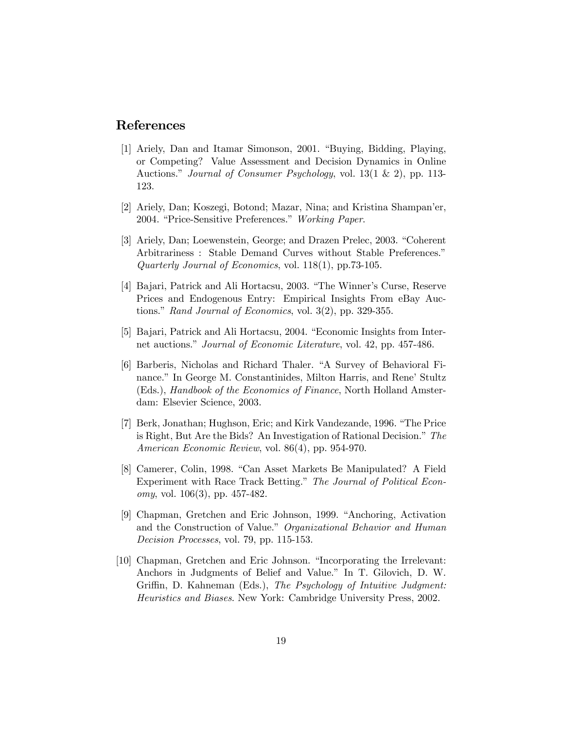## References

[1] Ariely, Dan and Itamar Simonson, 2001. "Buying, Bidding, Playing, or Competing? Value Assessment and Decision Dynamics in Online Auctions." *Journal of Consumer Psychology*, vol. 13(1 & 2), pp. 113-123.

[2] Ariely, Dan; Koszegi, Botond; Mazar, Nina; and Kristina Shampan'er, 2004. "Price-Sensitive Preferences." *Working Paper*.

[3] Ariely, Dan; Loewenstein, George; and Drazen Prelec, 2003. "Coherent Arbitrariness : Stable Demand Curves without Stable Preferences." *Quarterly Journal of Economics*, vol. 118(1), pp.73-105.

[4] Bajari, Patrick and Ali Hortacsu, 2003. "The Winner's Curse, Reserve Prices and Endogenous Entry: Empirical Insights From eBay Auctions." *Rand Journal of Economics*, vol. 3(2), pp. 329-355.

[5] Bajari, Patrick and Ali Hortacsu, 2004. "Economic Insights from Internet auctions." *Journal of Economic Literature*, vol. 42, pp. 457-486.

[6] Barberis, Nicholas and Richard Thaler. "A Survey of Behavioral Finance." In George M. Constantinides, Milton Harris, and Rene' Stultz (Eds.), *Handbook of the Economics of Finance*, North Holland Amsterdam: Elsevier Science, 2003.

[7] Berk, Jonathan; Hughson, Eric; and Kirk Vandezande, 1996. "The Price is Right, But Are the Bids? An Investigation of Rational Decision." *The American Economic Review*, vol. 86(4), pp. 954-970.

[8] Camerer, Colin, 1998. "Can Asset Markets Be Manipulated? A Field Experiment with Race Track Betting." *The Journal of Political Economy*, vol. 106(3), pp. 457-482.

[9] Chapman, Gretchen and Eric Johnson, 1999. "Anchoring, Activation and the Construction of Value." *Organizational Behavior and Human Decision Processes*, vol. 79, pp. 115-153.

[10] Chapman, Gretchen and Eric Johnson. "Incorporating the Irrelevant: Anchors in Judgments of Belief and Value." In T. Gilovich, D. W. Griffin, D. Kahneman (Eds.), *The Psychology of Intuitive Judgment: Heuristics and Biases*. New York: Cambridge University Press, 2002.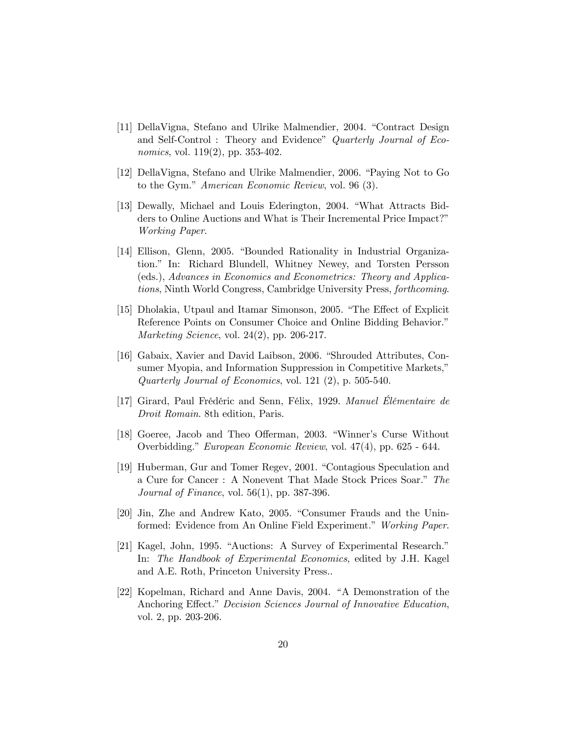[11] DellaVigna, Stefano and Ulrike Malmendier, 2004. "Contract Design and Self-Control : Theory and Evidence" *Quarterly Journal of Economics*, vol. 119(2), pp. 353-402.

[12] DellaVigna, Stefano and Ulrike Malmendier, 2006. "Paying Not to Go to the Gym." *American Economic Review*, vol. 96 (3).

[13] Dewally, Michael and Louis Ederington, 2004. "What Attracts Bidders to Online Auctions and What is Their Incremental Price Impact?" *Working Paper*.

[14] Ellison, Glenn, 2005. "Bounded Rationality in Industrial Organization." In: Richard Blundell, Whitney Newey, and Torsten Persson (eds.), *Advances in Economics and Econometrics: Theory and Applications*, Ninth World Congress, Cambridge University Press, *forthcoming*.

[15] Dholakia, Utpaul and Itamar Simonson, 2005. "The Effect of Explicit Reference Points on Consumer Choice and Online Bidding Behavior." *Marketing Science*, vol. 24(2), pp. 206-217.

[16] Gabaix, Xavier and David Laibson, 2006. "Shrouded Attributes, Consumer Myopia, and Information Suppression in Competitive Markets," *Quarterly Journal of Economics*, vol. 121 (2), p. 505-540.

[17] Girard, Paul Frédéric and Senn, Félix, 1929. *Manuel Élémentaire de Droit Romain*. 8th edition, Paris.

[18] Goeree, Jacob and Theo Offerman, 2003. "Winner's Curse Without Overbidding." *European Economic Review*, vol. 47(4), pp. 625 - 644.

[19] Huberman, Gur and Tomer Regev, 2001. "Contagious Speculation and a Cure for Cancer : A Nonevent That Made Stock Prices Soar." *The Journal of Finance*, vol. 56(1), pp. 387-396.

[20] Jin, Zhe and Andrew Kato, 2005. "Consumer Frauds and the Uninformed: Evidence from An Online Field Experiment." *Working Paper*.

[21] Kagel, John, 1995. "Auctions: A Survey of Experimental Research." In: *The Handbook of Experimental Economics*, edited by J.H. Kagel and A.E. Roth, Princeton University Press..

[22] Kopelman, Richard and Anne Davis, 2004. "A Demonstration of the Anchoring Effect." *Decision Sciences Journal of Innovative Education*, vol. 2, pp. 203-206.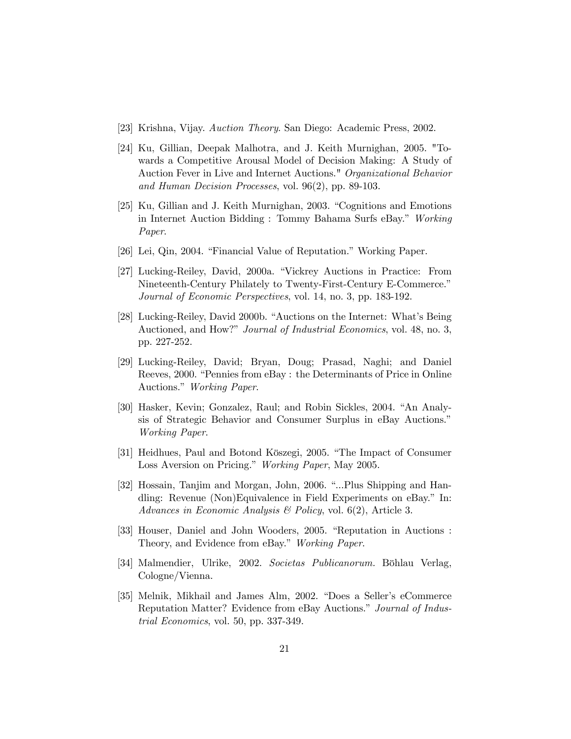[23] Krishna, Vijay. *Auction Theory.* San Diego: Academic Press, 2002.

[24] Ku, Gillian, Deepak Malhotra, and J. Keith Murnighan, 2005. "Towards a Competitive Arousal Model of Decision Making: A Study of Auction Fever in Live and Internet Auctions." *Organizational Behavior and Human Decision Processes*, vol. 96(2), pp. 89-103.

[25] Ku, Gillian and J. Keith Murnighan, 2003. "Cognitions and Emotions in Internet Auction Bidding : Tommy Bahama Surfs eBay." *Working Paper.*

[26] Lei, Qin, 2004. "Financial Value of Reputation." Working Paper.

[27] Lucking-Reiley, David, 2000a. "Vickrey Auctions in Practice: From Nineteenth-Century Philately to Twenty-First-Century E-Commerce." *Journal of Economic Perspectives*, vol. 14, no. 3, pp. 183-192.

[28] Lucking-Reiley, David 2000b. "Auctions on the Internet: What's Being Auctioned, and How?" *Journal of Industrial Economics*, vol. 48, no. 3, pp. 227-252.

[29] Lucking-Reiley, David; Bryan, Doug; Prasad, Naghi; and Daniel Reeves, 2000. "Pennies from eBay : the Determinants of Price in Online Auctions." *Working Paper.*

[30] Hasker, Kevin; Gonzalez, Raul; and Robin Sickles, 2004. "An Analysis of Strategic Behavior and Consumer Surplus in eBay Auctions." *Working Paper.*

[31] Heidhues, Paul and Botond Köszegi, 2005. "The Impact of Consumer Loss Aversion on Pricing." *Working Paper*, May 2005.

[32] Hossain, Tanjim and Morgan, John, 2006. "...Plus Shipping and Handling: Revenue (Non)Equivalence in Field Experiments on eBay." In: *Advances in Economic Analysis & Policy*, vol. 6(2), Article 3.

[33] Houser, Daniel and John Wooders, 2005. "Reputation in Auctions : Theory, and Evidence from eBay." *Working Paper.*

[34] Malmendier, Ulrike, 2002. *Societas Publicanorum.* Böhlau Verlag, Cologne/Vienna.

[35] Melnik, Mikhail and James Alm, 2002. "Does a Seller's eCommerce Reputation Matter? Evidence from eBay Auctions." *Journal of Industrial Economics*, vol. 50, pp. 337-349.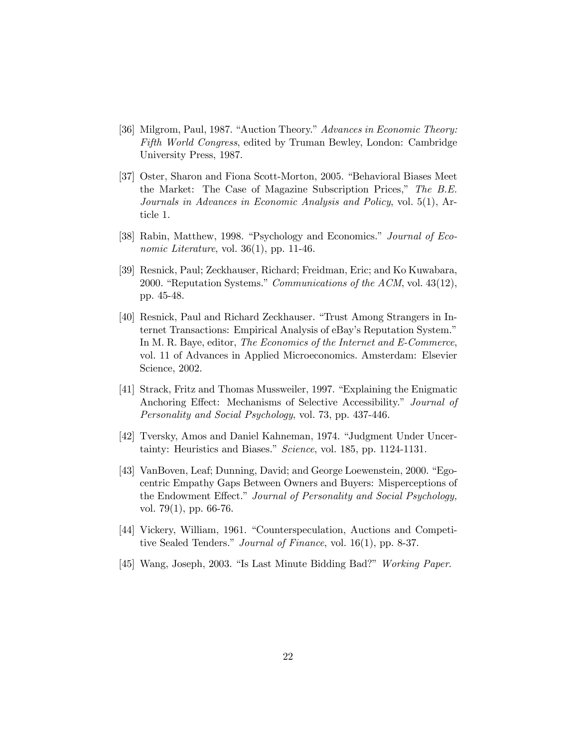[36] Milgrom, Paul, 1987. "Auction Theory." *Advances in Economic Theory: Fifth World Congress*, edited by Truman Bewley, London: Cambridge University Press, 1987.

[37] Oster, Sharon and Fiona Scott-Morton, 2005. "Behavioral Biases Meet the Market: The Case of Magazine Subscription Prices," *The B.E. Journals in Advances in Economic Analysis and Policy*, vol. 5(1), Article 1.

[38] Rabin, Matthew, 1998. "Psychology and Economics." *Journal of Economic Literature*, vol. 36(1), pp. 11-46.

[39] Resnick, Paul; Zeckhauser, Richard; Freidman, Eric; and Ko Kuwabara, 2000. "Reputation Systems." *Communications of the ACM*, vol. 43(12), pp. 45-48.

[40] Resnick, Paul and Richard Zeckhauser. "Trust Among Strangers in Internet Transactions: Empirical Analysis of eBay's Reputation System." In M. R. Baye, editor, *The Economics of the Internet and E-Commerce*, vol. 11 of Advances in Applied Microeconomics. Amsterdam: Elsevier Science, 2002.

[41] Strack, Fritz and Thomas Mussweiler, 1997. "Explaining the Enigmatic Anchoring Effect: Mechanisms of Selective Accessibility." *Journal of Personality and Social Psychology*, vol. 73, pp. 437-446.

[42] Tversky, Amos and Daniel Kahneman, 1974. "Judgment Under Uncertainty: Heuristics and Biases." *Science*, vol. 185, pp. 1124-1131.

[43] VanBoven, Leaf; Dunning, David; and George Loewenstein, 2000. "Egocentric Empathy Gaps Between Owners and Buyers: Misperceptions of the Endowment Effect." *Journal of Personality and Social Psychology,* vol. 79(1), pp. 66-76.

[44] Vickery, William, 1961. "Counterspeculation, Auctions and Competitive Sealed Tenders." *Journal of Finance*, vol. 16(1), pp. 8-37.

[45] Wang, Joseph, 2003. "Is Last Minute Bidding Bad?" *Working Paper.*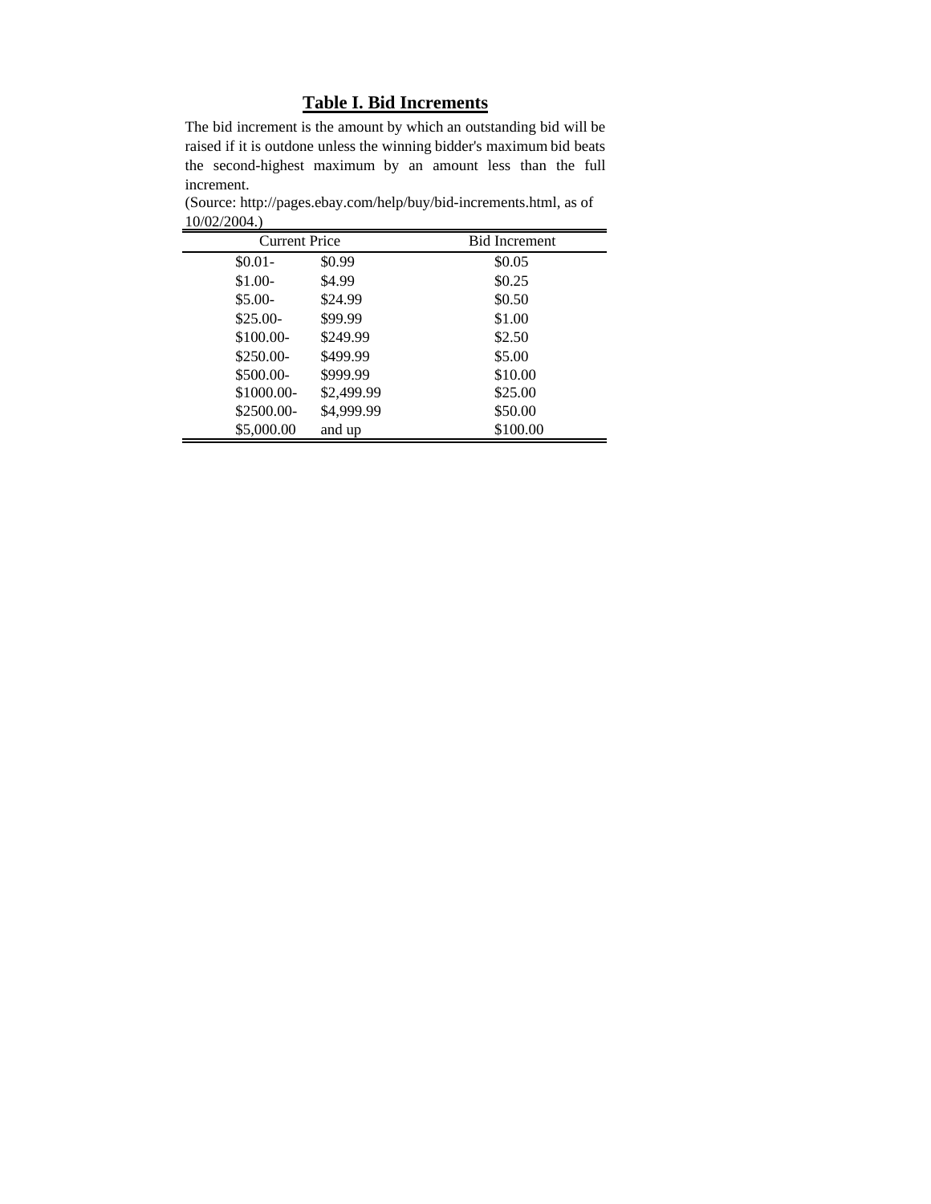## Table I. Bid Increments

The bid increment is the amount by which an outstanding bid will be raised if it is outdone unless the winning bidder's maximum bid beats the second-highest maximum by an amount less than the full increment.

(Source: http://pages.ebay.com/help/buy/bid-increments.html, as of 10/02/2004.)

| Current Price | | Bid Increment |
|---|---|---|
| $0.01- | $0.99 | $0.05 |
| $1.00- | $4.99 | $0.25 |
| $5.00- | $24.99 | $0.50 |
| $25.00- | $99.99 | $1.00 |
| $100.00- | $249.99 | $2.50 |
| $250.00- | $499.99 | $5.00 |
| $500.00- | $999.99 | $10.00 |
| $1000.00- | $2,499.99 | $25.00 |
| $2500.00- | $4,999.99 | $50.00 |
| $5,000.00 | and up | $100.00 |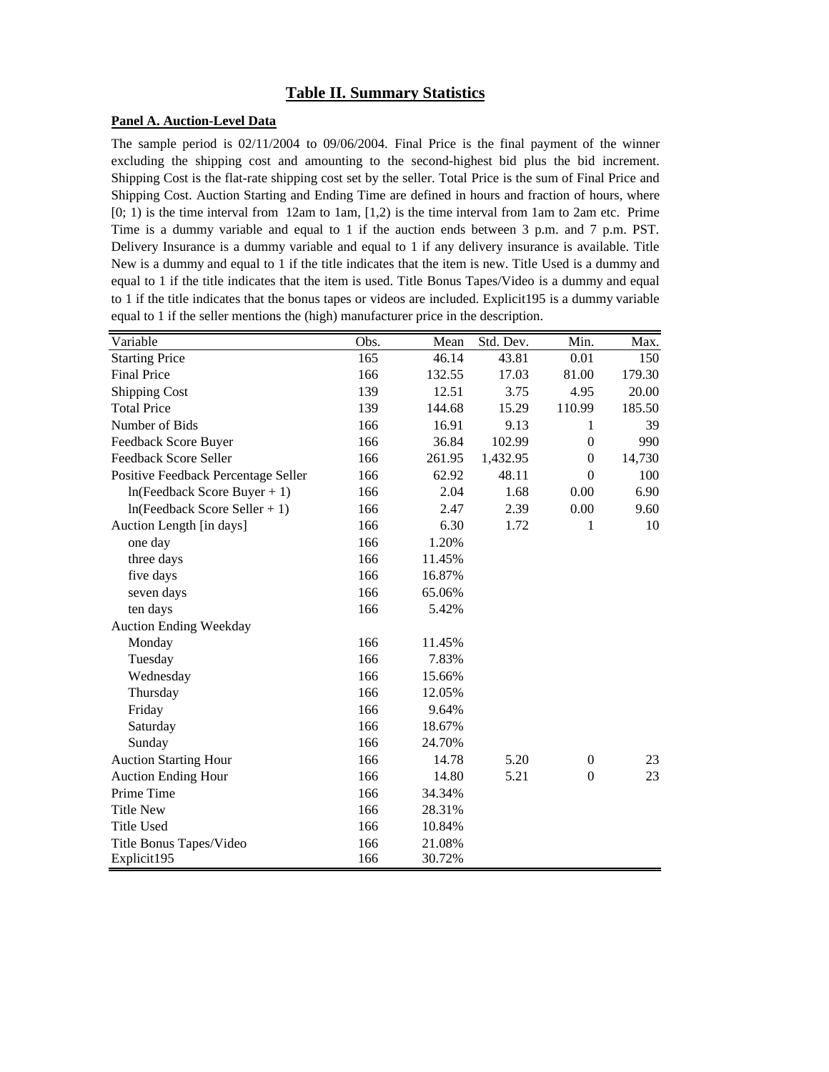# Table II. Summary Statistics

**Panel A. Auction-Level Data**

The sample period is 02/11/2004 to 09/06/2004. Final Price is the final payment of the winner excluding the shipping cost and amounting to the second-highest bid plus the bid increment. Shipping Cost is the flat-rate shipping cost set by the seller. Total Price is the sum of Final Price and Shipping Cost. Auction Starting and Ending Time are defined in hours and fraction of hours, where [0; 1) is the time interval from 12am to 1am, [1,2) is the time interval from 1am to 2am etc. Prime Time is a dummy variable and equal to 1 if the auction ends between 3 p.m. and 7 p.m. PST. Delivery Insurance is a dummy variable and equal to 1 if any delivery insurance is available. Title New is a dummy and equal to 1 if the title indicates that the item is new. Title Used is a dummy and equal to 1 if the title indicates that the item is used. Title Bonus Tapes/Video is a dummy and equal to 1 if the title indicates that the bonus tapes or videos are included. Explicit195 is a dummy variable equal to 1 if the seller mentions the (high) manufacturer price in the description.

| Variable | Obs. | Mean | Std. Dev. | Min. | Max. |
|---|---|---|---|---|---|
| Starting Price | 165 | 46.14 | 43.81 | 0.01 | 150 |
| Final Price | 166 | 132.55 | 17.03 | 81.00 | 179.30 |
| Shipping Cost | 139 | 12.51 | 3.75 | 4.95 | 20.00 |
| Total Price | 139 | 144.68 | 15.29 | 110.99 | 185.50 |
| Number of Bids | 166 | 16.91 | 9.13 | 1 | 39 |
| Feedback Score Buyer | 166 | 36.84 | 102.99 | 0 | 990 |
| Feedback Score Seller | 166 | 261.95 | 1,432.95 | 0 | 14,730 |
| Positive Feedback Percentage Seller | 166 | 62.92 | 48.11 | 0 | 100 |
| ln(Feedback Score Buyer + 1) | 166 | 2.04 | 1.68 | 0.00 | 6.90 |
| ln(Feedback Score Seller + 1) | 166 | 2.47 | 2.39 | 0.00 | 9.60 |
| Auction Length [in days] | 166 | 6.30 | 1.72 | 1 | 10 |
| one day | 166 | 1.20% | | | |
| three days | 166 | 11.45% | | | |
| five days | 166 | 16.87% | | | |
| seven days | 166 | 65.06% | | | |
| ten days | 166 | 5.42% | | | |
| Auction Ending Weekday | | | | | |
| Monday | 166 | 11.45% | | | |
| Tuesday | 166 | 7.83% | | | |
| Wednesday | 166 | 15.66% | | | |
| Thursday | 166 | 12.05% | | | |
| Friday | 166 | 9.64% | | | |
| Saturday | 166 | 18.67% | | | |
| Sunday | 166 | 24.70% | | | |
| Auction Starting Hour | 166 | 14.78 | 5.20 | 0 | 23 |
| Auction Ending Hour | 166 | 14.80 | 5.21 | 0 | 23 |
| Prime Time | 166 | 34.34% | | | |
| Title New | 166 | 28.31% | | | |
| Title Used | 166 | 10.84% | | | |
| Title Bonus Tapes/Video | 166 | 21.08% | | | |
| Explicit195 | 166 | 30.72% | | | |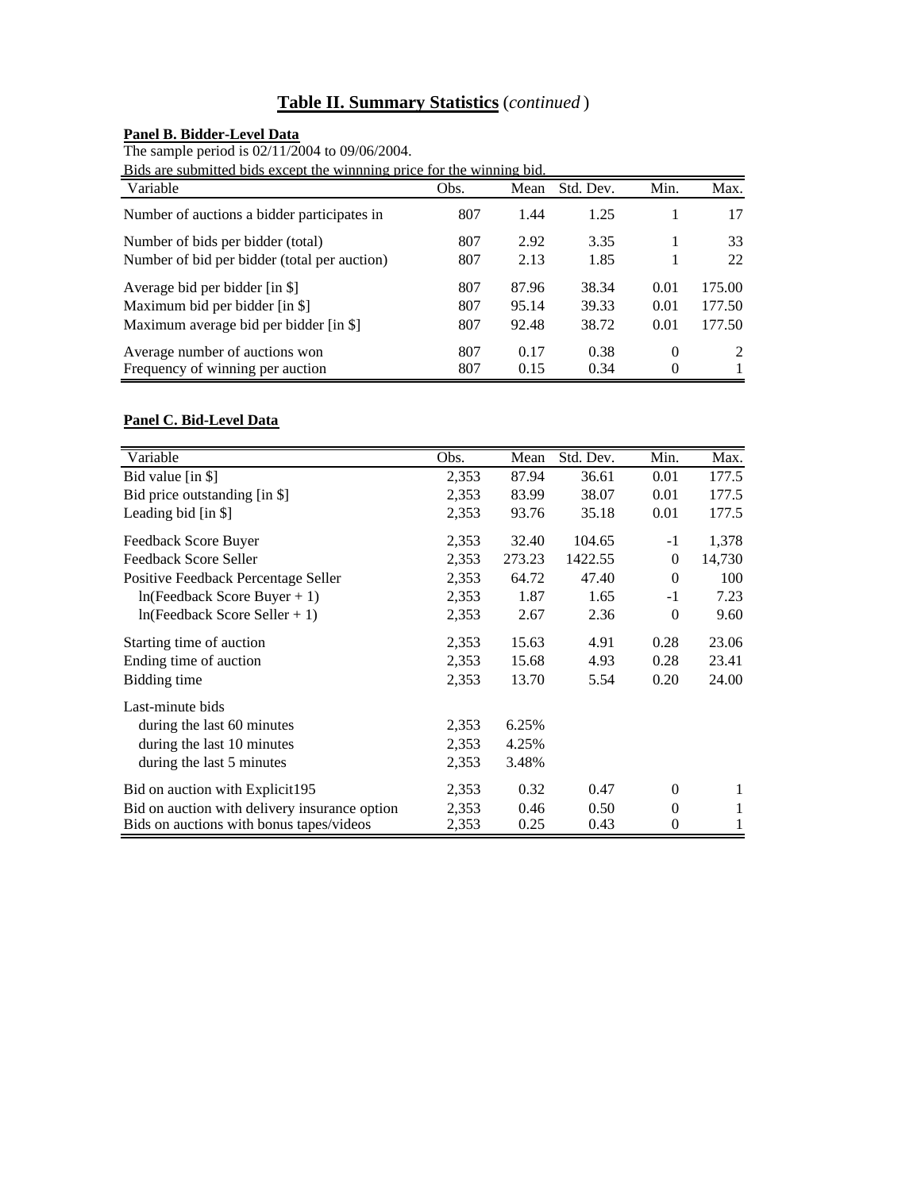# Table II. Summary Statistics (*continued*)

**Panel B. Bidder-Level Data**

The sample period is 02/11/2004 to 09/06/2004.

Bids are submitted bids except the winnning price for the winning bid.

| Variable | Obs. | Mean | Std. Dev. | Min. | Max. |
|---|---|---|---|---|---|
| Number of auctions a bidder participates in | 807 | 1.44 | 1.25 | 1 | 17 |
| Number of bids per bidder (total) | 807 | 2.92 | 3.35 | 1 | 33 |
| Number of bid per bidder (total per auction) | 807 | 2.13 | 1.85 | 1 | 22 |
| Average bid per bidder [in $] | 807 | 87.96 | 38.34 | 0.01 | 175.00 |
| Maximum bid per bidder [in $] | 807 | 95.14 | 39.33 | 0.01 | 177.50 |
| Maximum average bid per bidder [in $] | 807 | 92.48 | 38.72 | 0.01 | 177.50 |
| Average number of auctions won | 807 | 0.17 | 0.38 | 0 | 2 |
| Frequency of winning per auction | 807 | 0.15 | 0.34 | 0 | 1 |

**Panel C. Bid-Level Data**

| Variable | Obs. | Mean | Std. Dev. | Min. | Max. |
|---|---|---|---|---|---|
| Bid value [in $] | 2,353 | 87.94 | 36.61 | 0.01 | 177.5 |
| Bid price outstanding [in $] | 2,353 | 83.99 | 38.07 | 0.01 | 177.5 |
| Leading bid [in $] | 2,353 | 93.76 | 35.18 | 0.01 | 177.5 |
| Feedback Score Buyer | 2,353 | 32.40 | 104.65 | -1 | 1,378 |
| Feedback Score Seller | 2,353 | 273.23 | 1422.55 | 0 | 14,730 |
| Positive Feedback Percentage Seller | 2,353 | 64.72 | 47.40 | 0 | 100 |
| ln(Feedback Score Buyer + 1) | 2,353 | 1.87 | 1.65 | -1 | 7.23 |
| ln(Feedback Score Seller + 1) | 2,353 | 2.67 | 2.36 | 0 | 9.60 |
| Starting time of auction | 2,353 | 15.63 | 4.91 | 0.28 | 23.06 |
| Ending time of auction | 2,353 | 15.68 | 4.93 | 0.28 | 23.41 |
| Bidding time | 2,353 | 13.70 | 5.54 | 0.20 | 24.00 |
| Last-minute bids | | | | | |
| during the last 60 minutes | 2,353 | 6.25% | | | |
| during the last 10 minutes | 2,353 | 4.25% | | | |
| during the last 5 minutes | 2,353 | 3.48% | | | |
| Bid on auction with Explicit195 | 2,353 | 0.32 | 0.47 | 0 | 1 |
| Bid on auction with delivery insurance option | 2,353 | 0.46 | 0.50 | 0 | 1 |
| Bids on auctions with bonus tapes/videos | 2,353 | 0.25 | 0.43 | 0 | 1 |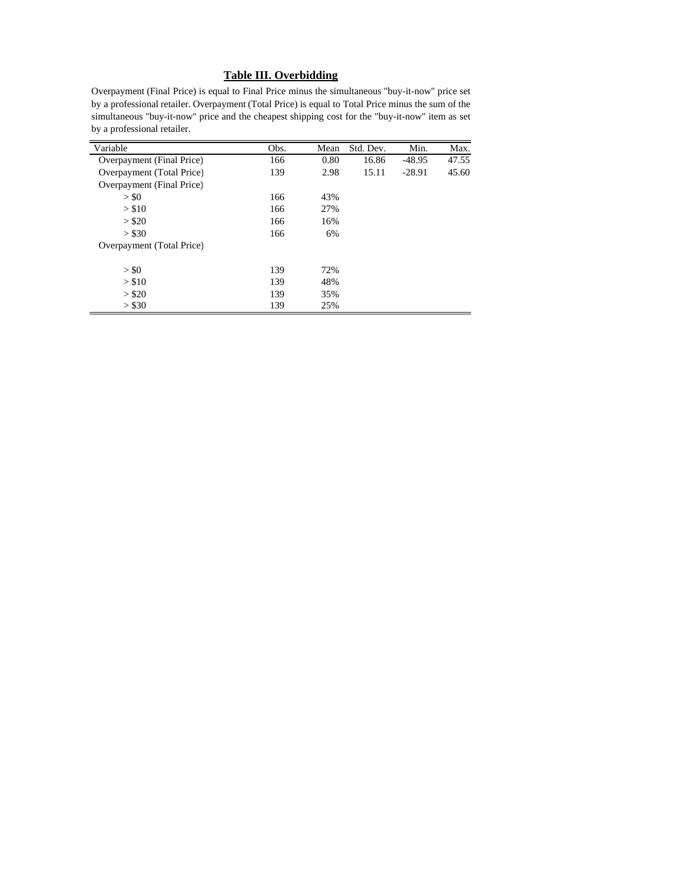## Table III. Overbidding

Overpayment (Final Price) is equal to Final Price minus the simultaneous "buy-it-now" price set by a professional retailer. Overpayment (Total Price) is equal to Total Price minus the sum of the simultaneous "buy-it-now" price and the cheapest shipping cost for the "buy-it-now" item as set by a professional retailer.

| Variable | Obs. | Mean | Std. Dev. | Min. | Max. |
|---|---|---|---|---|---|
| Overpayment (Final Price) | 166 | 0.80 | 16.86 | -48.95 | 47.55 |
| Overpayment (Total Price) | 139 | 2.98 | 15.11 | -28.91 | 45.60 |
| Overpayment (Final Price) | | | | | |
| > $0 | 166 | 43% | | | |
| > $10 | 166 | 27% | | | |
| > $20 | 166 | 16% | | | |
| > $30 | 166 | 6% | | | |
| Overpayment (Total Price) | | | | | |
| > $0 | 139 | 72% | | | |
| > $10 | 139 | 48% | | | |
| > $20 | 139 | 35% | | | |
| > $30 | 139 | 25% | | | |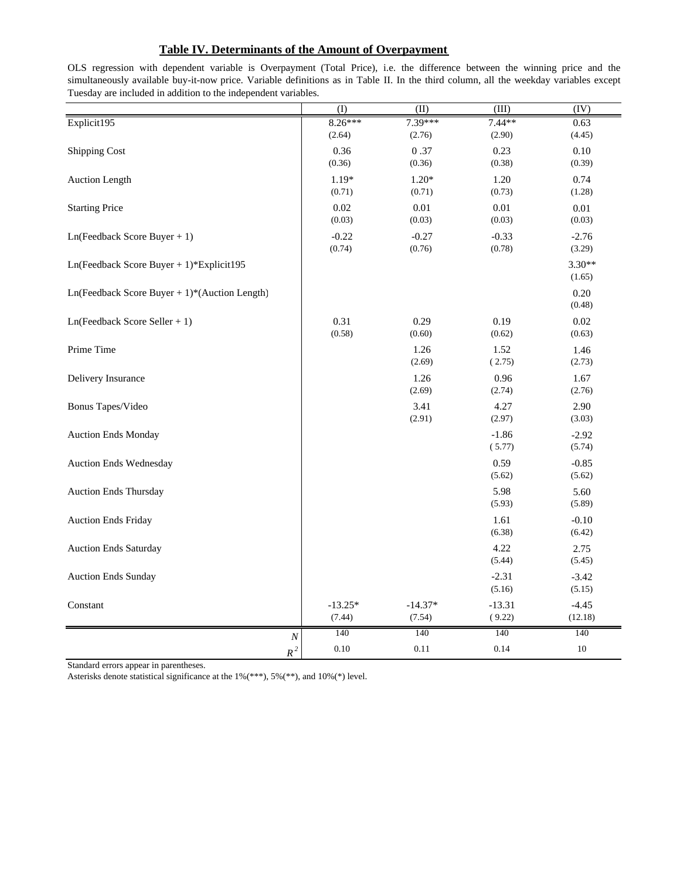## Table IV. Determinants of the Amount of Overpayment

OLS regression with dependent variable is Overpayment (Total Price), i.e. the difference between the winning price and the simultaneously available buy-it-now price. Variable definitions as in Table II. In the third column, all the weekday variables except Tuesday are included in addition to the independent variables.

| | (I) | (II) | (III) | (IV) |
|---|---|---|---|---|
| Explicit195 | 8.26*** | 7.39*** | 7.44** | 0.63 |
| | (2.64) | (2.76) | (2.90) | (4.45) |
| Shipping Cost | 0.36 | 0 .37 | 0.23 | 0.10 |
| | (0.36) | (0.36) | (0.38) | (0.39) |
| Auction Length | 1.19* | 1.20* | 1.20 | 0.74 |
| | (0.71) | (0.71) | (0.73) | (1.28) |
| Starting Price | 0.02 | 0.01 | 0.01 | 0.01 |
| | (0.03) | (0.03) | (0.03) | (0.03) |
| Ln(Feedback Score Buyer + 1) | -0.22 | -0.27 | -0.33 | -2.76 |
| | (0.74) | (0.76) | (0.78) | (3.29) |
| Ln(Feedback Score Buyer + 1)*Explicit195 | | | | 3.30** |
| | | | | (1.65) |
| Ln(Feedback Score Buyer + 1)*(Auction Length) | | | | 0.20 |
| | | | | (0.48) |
| Ln(Feedback Score Seller + 1) | 0.31 | 0.29 | 0.19 | 0.02 |
| | (0.58) | (0.60) | (0.62) | (0.63) |
| Prime Time | | 1.26 | 1.52 | 1.46 |
| | | (2.69) | ( 2.75) | (2.73) |
| Delivery Insurance | | 1.26 | 0.96 | 1.67 |
| | | (2.69) | (2.74) | (2.76) |
| Bonus Tapes/Video | | 3.41 | 4.27 | 2.90 |
| | | (2.91) | (2.97) | (3.03) |
| Auction Ends Monday | | | -1.86 | -2.92 |
| | | | ( 5.77) | (5.74) |
| Auction Ends Wednesday | | | 0.59 | -0.85 |
| | | | (5.62) | (5.62) |
| Auction Ends Thursday | | | 5.98 | 5.60 |
| | | | (5.93) | (5.89) |
| Auction Ends Friday | | | 1.61 | -0.10 |
| | | | (6.38) | (6.42) |
| Auction Ends Saturday | | | 4.22 | 2.75 |
| | | | (5.44) | (5.45) |
| Auction Ends Sunday | | | -2.31 | -3.42 |
| | | | (5.16) | (5.15) |
| Constant | -13.25* | -14.37* | -13.31 | -4.45 |
| | (7.44) | (7.54) | ( 9.22) | (12.18) |
| $N$ | 140 | 140 | 140 | 140 |
| $R^2$ | 0.10 | 0.11 | 0.14 | 10 |

Standard errors appear in parentheses.

Asterisks denote statistical significance at the 1%(***), 5%(**), and 10%(*) level.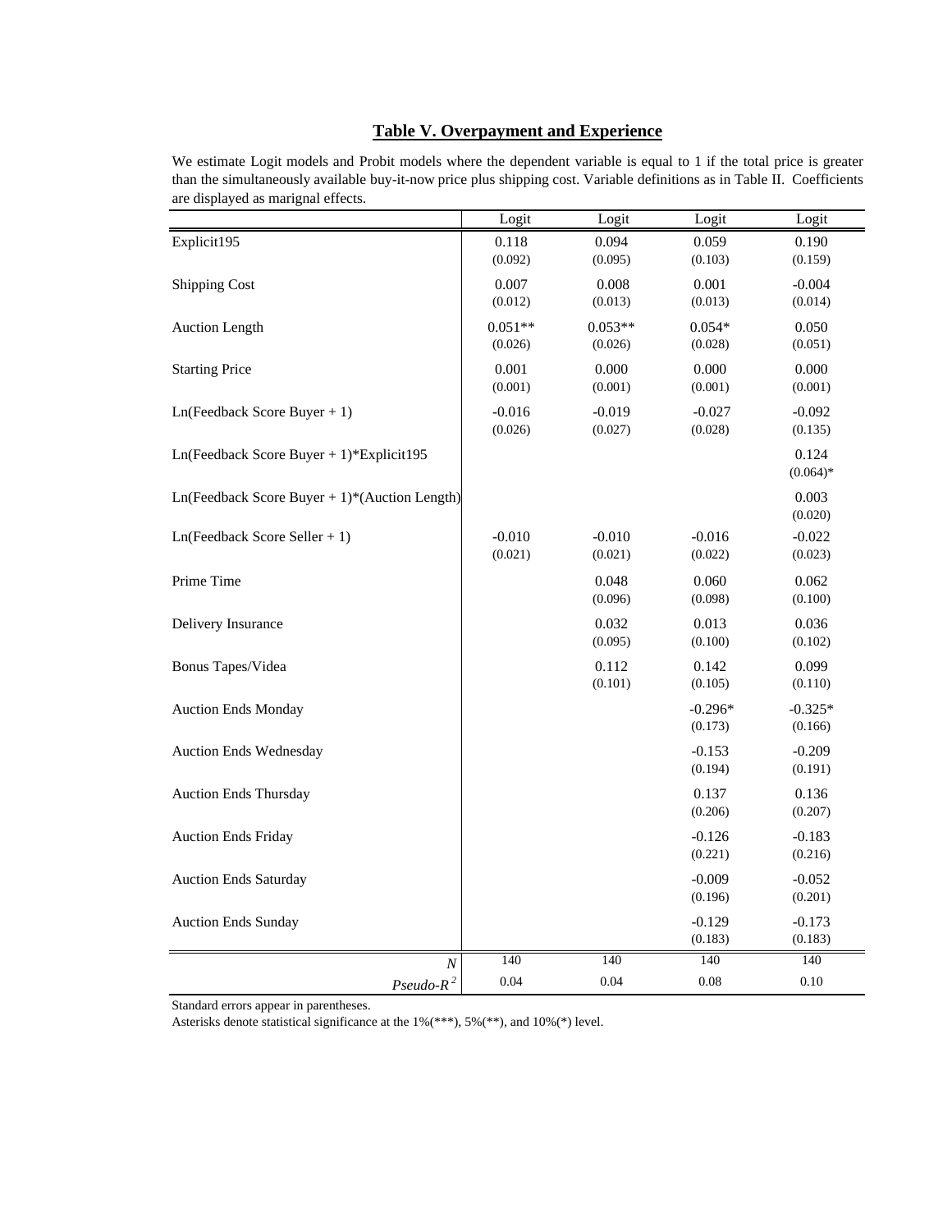## Table V. Overpayment and Experience

We estimate Logit models and Probit models where the dependent variable is equal to 1 if the total price is greater than the simultaneously available buy-it-now price plus shipping cost. Variable definitions as in Table II. Coefficients are displayed as marignal effects.

| | Logit | Logit | Logit | Logit |
|---|---|---|---|---|
| Explicit195 | 0.118<br>(0.092) | 0.094<br>(0.095) | 0.059<br>(0.103) | 0.190<br>(0.159) |
| Shipping Cost | 0.007<br>(0.012) | 0.008<br>(0.013) | 0.001<br>(0.013) | -0.004<br>(0.014) |
| Auction Length | 0.051**<br>(0.026) | 0.053**<br>(0.026) | 0.054*<br>(0.028) | 0.050<br>(0.051) |
| Starting Price | 0.001<br>(0.001) | 0.000<br>(0.001) | 0.000<br>(0.001) | 0.000<br>(0.001) |
| Ln(Feedback Score Buyer + 1) | -0.016<br>(0.026) | -0.019<br>(0.027) | -0.027<br>(0.028) | -0.092<br>(0.135) |
| Ln(Feedback Score Buyer + 1)*Explicit195 | | | | 0.124<br>(0.064)* |
| Ln(Feedback Score Buyer + 1)*(Auction Length) | | | | 0.003<br>(0.020) |
| Ln(Feedback Score Seller + 1) | -0.010<br>(0.021) | -0.010<br>(0.021) | -0.016<br>(0.022) | -0.022<br>(0.023) |
| Prime Time | | 0.048<br>(0.096) | 0.060<br>(0.098) | 0.062<br>(0.100) |
| Delivery Insurance | | 0.032<br>(0.095) | 0.013<br>(0.100) | 0.036<br>(0.102) |
| Bonus Tapes/Videa | | 0.112<br>(0.101) | 0.142<br>(0.105) | 0.099<br>(0.110) |
| Auction Ends Monday | | | -0.296*<br>(0.173) | -0.325*<br>(0.166) |
| Auction Ends Wednesday | | | -0.153<br>(0.194) | -0.209<br>(0.191) |
| Auction Ends Thursday | | | 0.137<br>(0.206) | 0.136<br>(0.207) |
| Auction Ends Friday | | | -0.126<br>(0.221) | -0.183<br>(0.216) |
| Auction Ends Saturday | | | -0.009<br>(0.196) | -0.052<br>(0.201) |
| Auction Ends Sunday | | | -0.129<br>(0.183) | -0.173<br>(0.183) |
| *N* | 140 | 140 | 140 | 140 |
| *Pseudo-$R^2$* | 0.04 | 0.04 | 0.08 | 0.10 |

Standard errors appear in parentheses.

Asterisks denote statistical significance at the 1%(***), 5%(**), and 10%(*) level.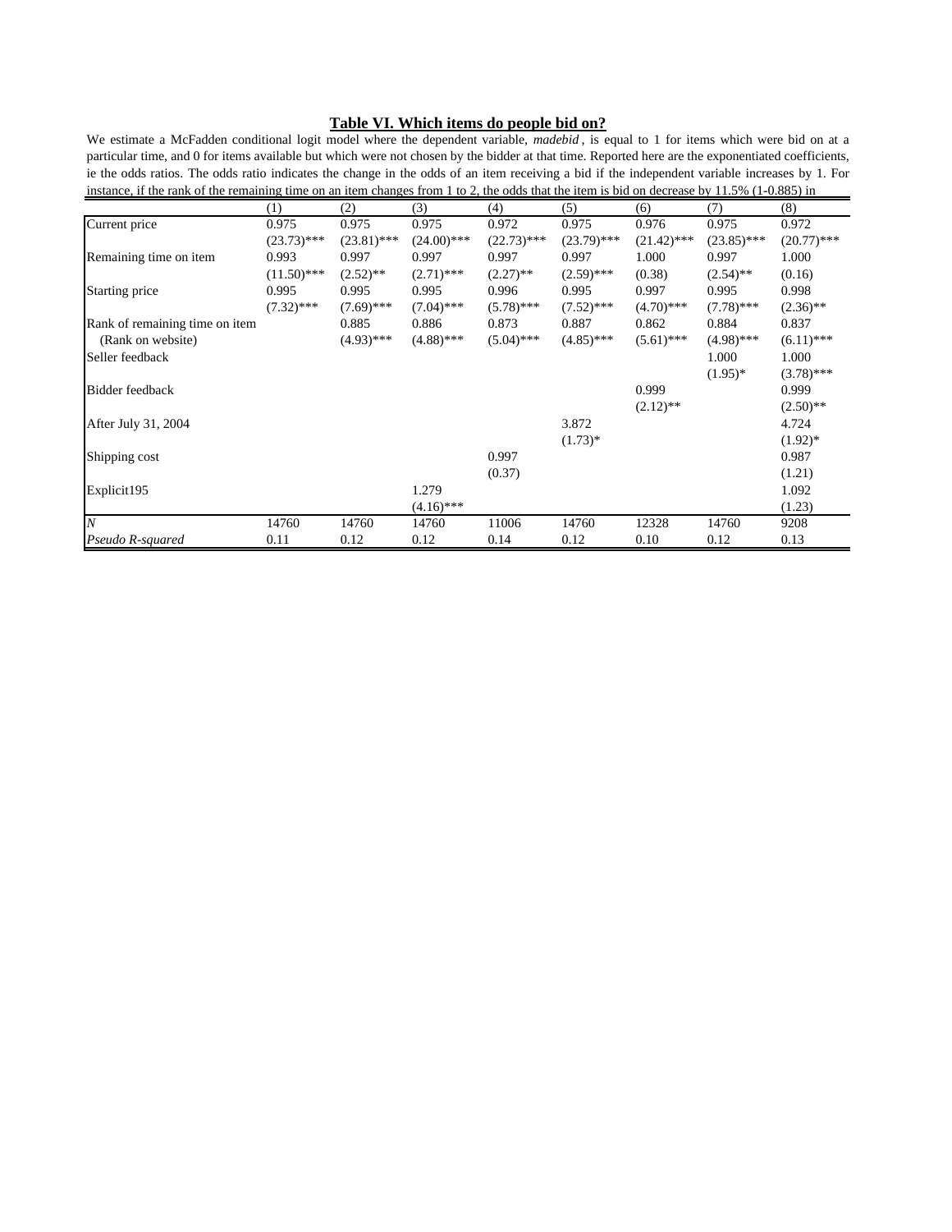## Table VI. Which items do people bid on?

We estimate a McFadden conditional logit model where the dependent variable, *madebid*, is equal to 1 for items which were bid on at a particular time, and 0 for items available but which were not chosen by the bidder at that time. Reported here are the exponentiated coefficients, ie the odds ratios. The odds ratio indicates the change in the odds of an item receiving a bid if the independent variable increases by 1. For instance, if the rank of the remaining time on an item changes from 1 to 2, the odds that the item is bid on decrease by 11.5% (1-0.885) in

| | (1) | (2) | (3) | (4) | (5) | (6) | (7) | (8) |
|---|---|---|---|---|---|---|---|---|
| Current price | 0.975 | 0.975 | 0.975 | 0.972 | 0.975 | 0.976 | 0.975 | 0.972 |
| | (23.73)*** | (23.81)*** | (24.00)*** | (22.73)*** | (23.79)*** | (21.42)*** | (23.85)*** | (20.77)*** |
| Remaining time on item | 0.993 | 0.997 | 0.997 | 0.997 | 0.997 | 1.000 | 0.997 | 1.000 |
| | (11.50)*** | (2.52)** | (2.71)*** | (2.27)** | (2.59)*** | (0.38) | (2.54)** | (0.16) |
| Starting price | 0.995 | 0.995 | 0.995 | 0.996 | 0.995 | 0.997 | 0.995 | 0.998 |
| | (7.32)*** | (7.69)*** | (7.04)*** | (5.78)*** | (7.52)*** | (4.70)*** | (7.78)*** | (2.36)** |
| Rank of remaining time on item | | 0.885 | 0.886 | 0.873 | 0.887 | 0.862 | 0.884 | 0.837 |
| (Rank on website) | | (4.93)*** | (4.88)*** | (5.04)*** | (4.85)*** | (5.61)*** | (4.98)*** | (6.11)*** |
| Seller feedback | | | | | | | 1.000 | 1.000 |
| | | | | | | | (1.95)* | (3.78)*** |
| Bidder feedback | | | | | | 0.999 | | 0.999 |
| | | | | | | (2.12)** | | (2.50)** |
| After July 31, 2004 | | | | | 3.872 | | | 4.724 |
| | | | | | (1.73)* | | | (1.92)* |
| Shipping cost | | | | 0.997 | | | | 0.987 |
| | | | | (0.37) | | | | (1.21) |
| Explicit195 | | | 1.279 | | | | | 1.092 |
| | | | (4.16)*** | | | | | (1.23) |
| *N* | 14760 | 14760 | 14760 | 11006 | 14760 | 12328 | 14760 | 9208 |
| *Pseudo R-squared* | 0.11 | 0.12 | 0.12 | 0.14 | 0.12 | 0.10 | 0.12 | 0.13 |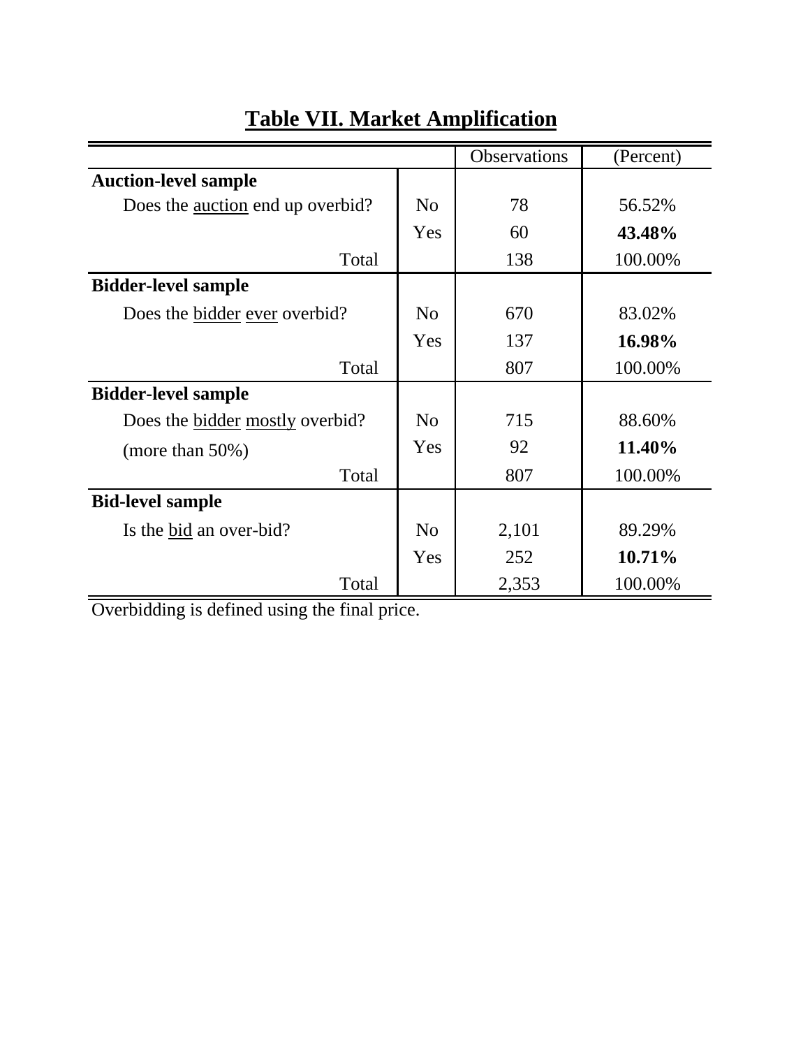## Table VII. Market Amplification

| | | Observations | (Percent) |
|---|---|---|---|
| **Auction-level sample** | | | |
| Does the auction end up overbid? | No | 78 | 56.52% |
| | Yes | 60 | **43.48%** |
| Total | | 138 | 100.00% |
| **Bidder-level sample** | | | |
| Does the bidder ever overbid? | No | 670 | 83.02% |
| | Yes | 137 | **16.98%** |
| Total | | 807 | 100.00% |
| **Bidder-level sample** | | | |
| Does the bidder mostly overbid? | No | 715 | 88.60% |
| (more than 50%) | Yes | 92 | **11.40%** |
| Total | | 807 | 100.00% |
| **Bid-level sample** | | | |
| Is the bid an over-bid? | No | 2,101 | 89.29% |
| | Yes | 252 | **10.71%** |
| Total | | 2,353 | 100.00% |

Overbidding is defined using the final price.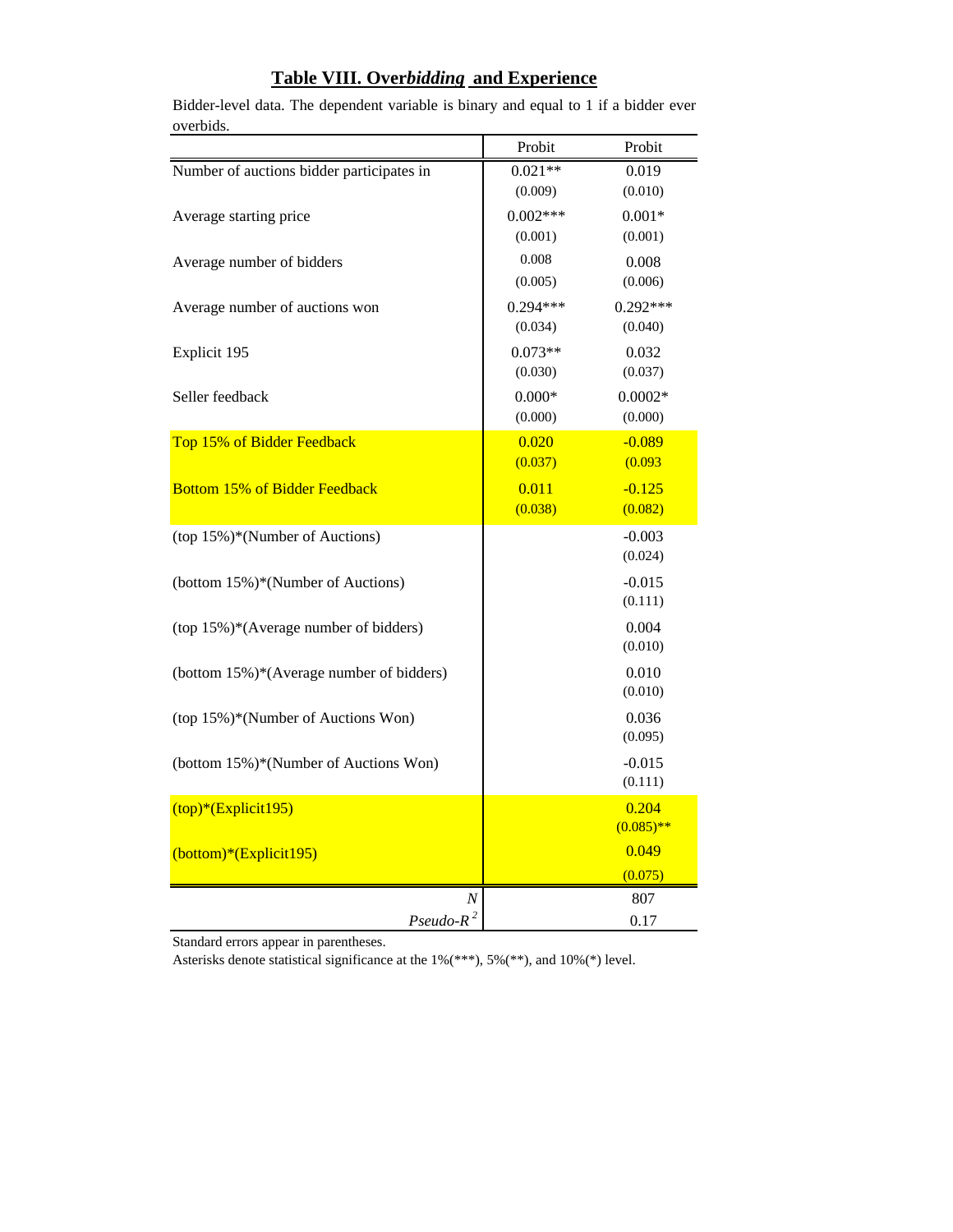# Table VIII. Over*bidding* and Experience

Bidder-level data. The dependent variable is binary and equal to 1 if a bidder ever overbids.

| | Probit | Probit |
|---|---|---|
| Number of auctions bidder participates in | 0.021** | 0.019 |
| | (0.009) | (0.010) |
| Average starting price | 0.002*** | 0.001* |
| | (0.001) | (0.001) |
| Average number of bidders | 0.008 | 0.008 |
| | (0.005) | (0.006) |
| Average number of auctions won | 0.294*** | 0.292*** |
| | (0.034) | (0.040) |
| Explicit 195 | 0.073** | 0.032 |
| | (0.030) | (0.037) |
| Seller feedback | 0.000* | 0.0002* |
| | (0.000) | (0.000) |
| Top 15% of Bidder Feedback | 0.020 | -0.089 |
| | (0.037) | (0.093 |
| Bottom 15% of Bidder Feedback | 0.011 | -0.125 |
| | (0.038) | (0.082) |
| (top 15%)*(Number of Auctions) | | -0.003 |
| | | (0.024) |
| (bottom 15%)*(Number of Auctions) | | -0.015 |
| | | (0.111) |
| (top 15%)*(Average number of bidders) | | 0.004 |
| | | (0.010) |
| (bottom 15%)*(Average number of bidders) | | 0.010 |
| | | (0.010) |
| (top 15%)*(Number of Auctions Won) | | 0.036 |
| | | (0.095) |
| (bottom 15%)*(Number of Auctions Won) | | -0.015 |
| | | (0.111) |
| (top)*(Explicit195) | | 0.204 |
| | | (0.085)** |
| (bottom)*(Explicit195) | | 0.049 |
| | | (0.075) |
| *N* | | 807 |
| *Pseudo-$R^2$* | | 0.17 |

Standard errors appear in parentheses.
Asterisks denote statistical significance at the 1%(***), 5%(**), and 10%(*) level.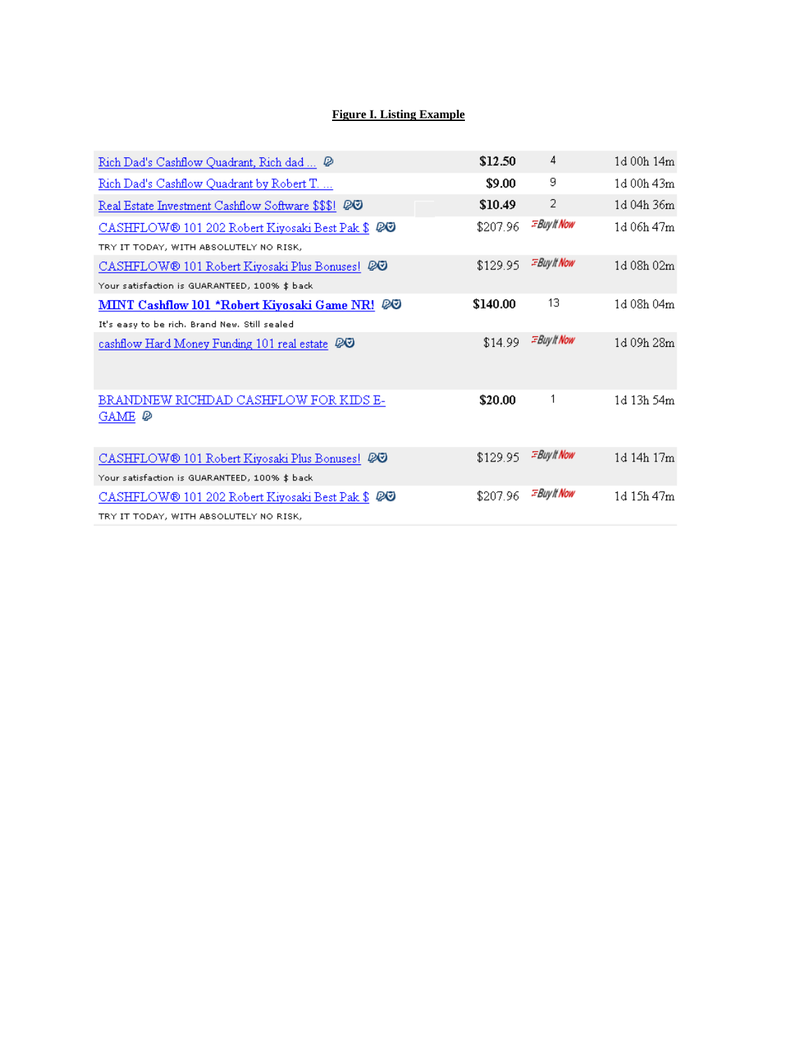**Figure I. Listing Example**

| | | | |
|---|---|---|---|
| Rich Dad's Cashflow Quadrant, Rich dad ... | **$12.50** | 4 | 1d 00h 14m |
| Rich Dad's Cashflow Quadrant by Robert T. ... | **$9.00** | 9 | 1d 00h 43m |
| Real Estate Investment Cashflow Software $$$! | **$10.49** | 2 | 1d 04h 36m |
| CASHFLOW® 101 202 Robert Kiyosaki Best Pak $<br>TRY IT TODAY, WITH ABSOLUTELY NO RISK, | $207.96 | Buy It Now | 1d 06h 47m |
| CASHFLOW® 101 Robert Kiyosaki Plus Bonuses!<br>Your satisfaction is GUARANTEED, 100% $ back | $129.95 | Buy It Now | 1d 08h 02m |
| **MINT Cashflow 101 *Robert Kiyosaki Game NR!**<br>It's easy to be rich. Brand New. Still sealed | **$140.00** | 13 | 1d 08h 04m |
| cashflow Hard Money Funding 101 real estate | $14.99 | Buy It Now | 1d 09h 28m |
| BRANDNEW RICHDAD CASHFLOW FOR KIDS E-GAME | **$20.00** | 1 | 1d 13h 54m |
| CASHFLOW® 101 Robert Kiyosaki Plus Bonuses!<br>Your satisfaction is GUARANTEED, 100% $ back | $129.95 | Buy It Now | 1d 14h 17m |
| CASHFLOW® 101 202 Robert Kiyosaki Best Pak $<br>TRY IT TODAY, WITH ABSOLUTELY NO RISK, | $207.96 | Buy It Now | 1d 15h 47m |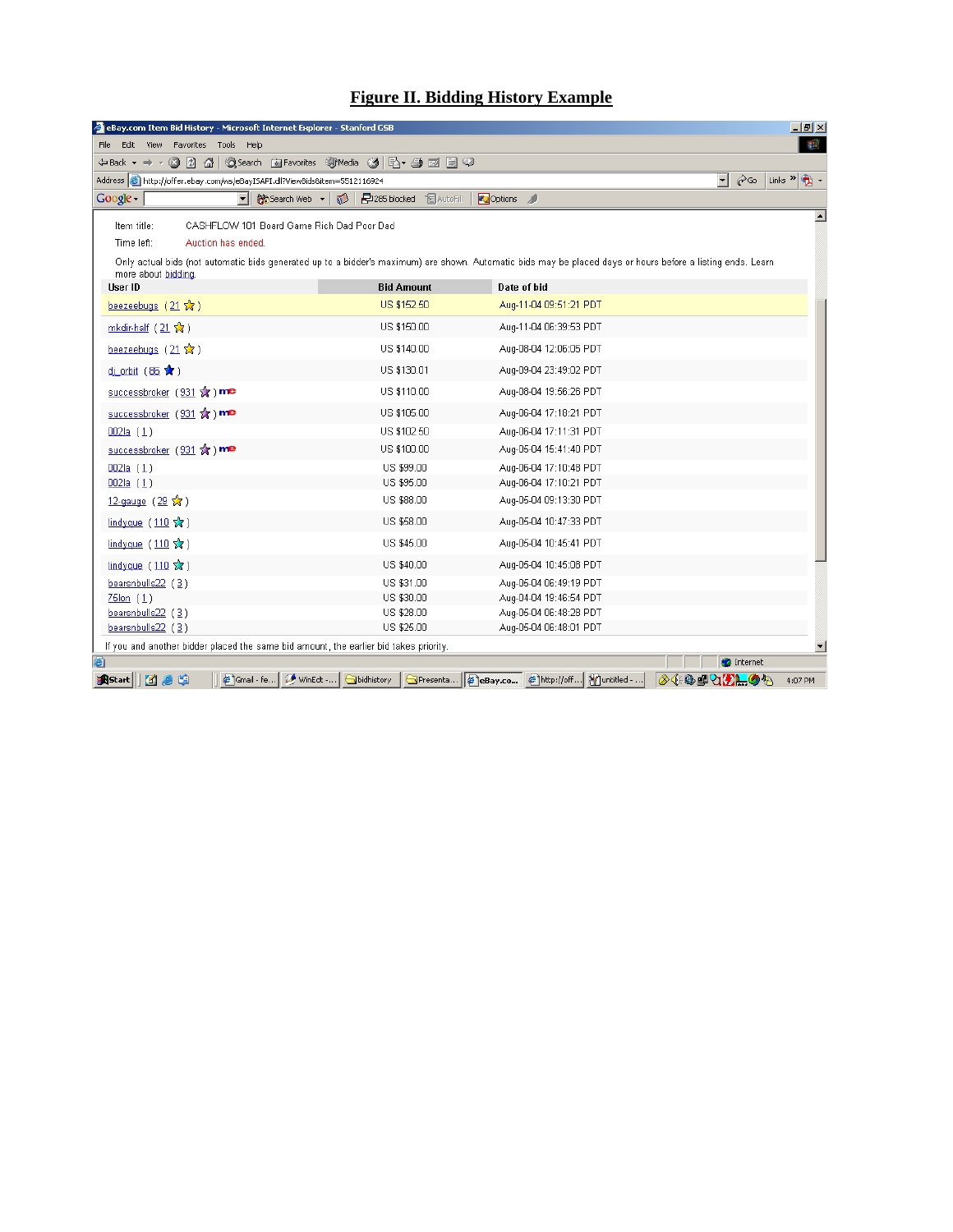# Figure II. Bidding History Example

eBay.com Item Bid History - Microsoft Internet Explorer - Stanford GSB

Item title: CASHFLOW 101 Board Game Rich Dad Poor Dad

Time left: Auction has ended.

Only actual bids (not automatic bids generated up to a bidder's maximum) are shown. Automatic bids may be placed days or hours before a listing ends. Learn more about bidding.

| User ID | Bid Amount | Date of bid |
|---|---|---|
| beezeebugs ( 21 ) | US $152.50 | Aug-11-04 09:51:21 PDT |
| mkdir-half ( 21 ) | US $150.00 | Aug-11-04 06:39:53 PDT |
| beezeebugs ( 21 ) | US $140.00 | Aug-08-04 12:06:05 PDT |
| dj_orbit ( 86 ) | US $130.01 | Aug-09-04 23:49:02 PDT |
| successbroker ( 931 ) me | US $110.00 | Aug-08-04 19:56:26 PDT |
| successbroker ( 931 ) me | US $105.00 | Aug-06-04 17:18:21 PDT |
| 002la ( 1 ) | US $102.50 | Aug-06-04 17:11:31 PDT |
| successbroker ( 931 ) me | US $100.00 | Aug-05-04 15:41:40 PDT |
| 002la ( 1 ) | US $99.00 | Aug-06-04 17:10:48 PDT |
| 002la ( 1 ) | US $95.00 | Aug-06-04 17:10:21 PDT |
| 12-gauge ( 29 ) | US $88.00 | Aug-05-04 09:13:30 PDT |
| lindycue ( 110 ) | US $58.00 | Aug-05-04 10:47:33 PDT |
| lindycue ( 110 ) | US $45.00 | Aug-05-04 10:45:41 PDT |
| lindycue ( 110 ) | US $40.00 | Aug-05-04 10:45:08 PDT |
| bearsnbulls22 ( 3 ) | US $31.00 | Aug-05-04 06:49:19 PDT |
| 75lon ( 1 ) | US $30.00 | Aug-04-04 19:46:54 PDT |
| bearsnbulls22 ( 3 ) | US $28.00 | Aug-05-04 06:48:28 PDT |
| bearsnbulls22 ( 3 ) | US $25.00 | Aug-05-04 06:48:01 PDT |

If you and another bidder placed the same bid amount, the earlier bid takes priority.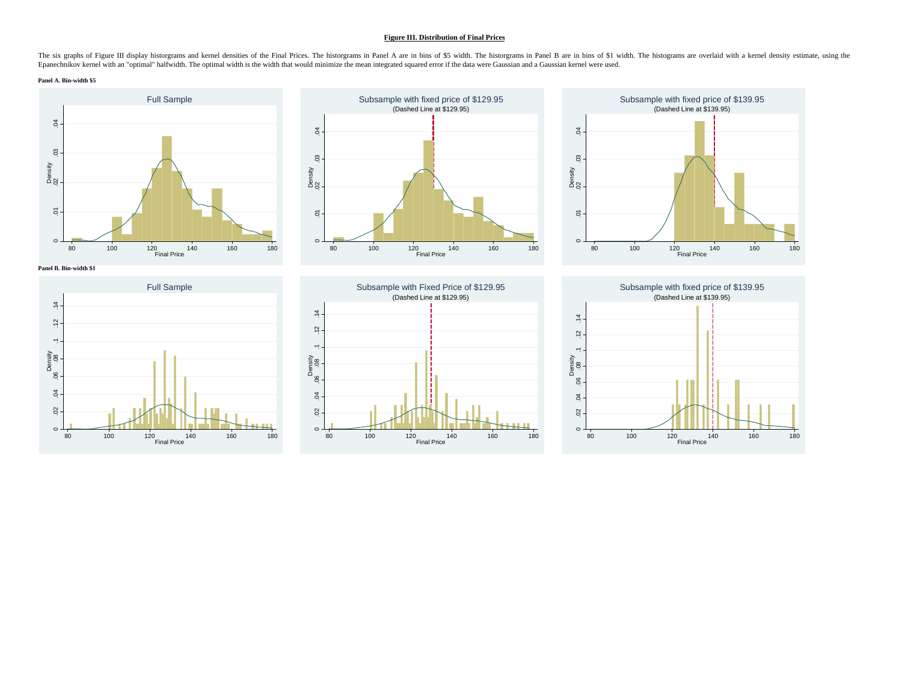**Figure III. Distribution of Final Prices**

The six graphs of Figure III display historgrams and kernel densities of the Final Prices. The historgrams in Panel A are in bins of $5 width. The historgrams in Panel B are in bins of $1 width. The histograms are overlaid with a kernel density estimate, using the Epanechnikov kernel with an "optimal" halfwidth. The optimal width is the width that would minimize the mean integrated squared error if the data were Gaussian and a Gaussian kernel were used.

**Panel A. Bin-width $5**

Full Sample

Density
0
.01
.02
.03
.04
80
100
120
140
160
180
Final Price

Subsample with fixed price of $129.95
(Dashed Line at $129.95)

Density
0
.01
.02
.03
.04
80
100
120
140
160
180
Final Price

Subsample with fixed price of $139.95
(Dashed Line at $139.95)

Density
0
.01
.02
.03
.04
80
100
120
140
160
180
Final Price

**Panel B. Bin-width $1**

Full Sample

Density
0
.02
.04
.06
.08
.1
.12
.14
80
100
120
140
160
180
Final Price

Subsample with Fixed Price of $129.95
(Dashed Line at $129.95)

Density
0
.02
.04
.06
.08
.1
.12
.14
80
100
120
140
160
180
Final Price

Subsample with fixed price of $139.95
(Dashed Line at $139.95)

Density
0
.02
.04
.06
.08
.1
.12
.14
80
100
120
140
160
180
Final Price